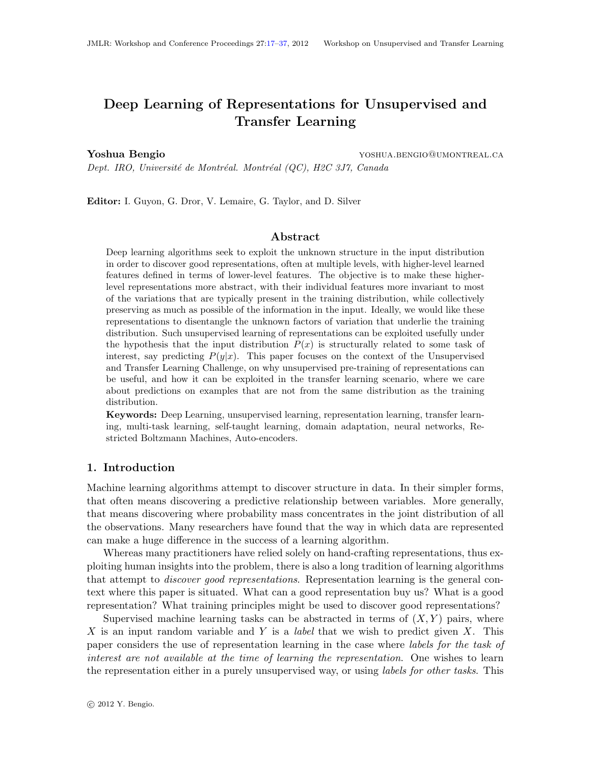# Deep Learning of Representations for Unsupervised and Transfer Learning

**Yoshua Bengio** YOSHUA.BENGIO@UMONTREAL.CA

*Dept. IRO, Université de Montréal. Montréal (QC), H2C 3J7, Canada*

**Editor:** I. Guyon, G. Dror, V. Lemaire, G. Taylor, and D. Silver

## Abstract

Deep learning algorithms seek to exploit the unknown structure in the input distribution in order to discover good representations, often at multiple levels, with higher-level learned features defined in terms of lower-level features. The objective is to make these higher-level representations more abstract, with their individual features more invariant to most of the variations that are typically present in the training distribution, while collectively preserving as much as possible of the information in the input. Ideally, we would like these representations to disentangle the unknown factors of variation that underlie the training distribution. Such unsupervised learning of representations can be exploited usefully under the hypothesis that the input distribution $P(x)$ is structurally related to some task of interest, say predicting $P(y|x)$. This paper focuses on the context of the Unsupervised and Transfer Learning Challenge, on why unsupervised pre-training of representations can be useful, and how it can be exploited in the transfer learning scenario, where we care about predictions on examples that are not from the same distribution as the training distribution.

**Keywords:** Deep Learning, unsupervised learning, representation learning, transfer learning, multi-task learning, self-taught learning, domain adaptation, neural networks, Restricted Boltzmann Machines, Auto-encoders.

## 1. Introduction

Machine learning algorithms attempt to discover structure in data. In their simpler forms, that often means discovering a predictive relationship between variables. More generally, that means discovering where probability mass concentrates in the joint distribution of all the observations. Many researchers have found that the way in which data are represented can make a huge difference in the success of a learning algorithm.

Whereas many practitioners have relied solely on hand-crafting representations, thus exploiting human insights into the problem, there is also a long tradition of learning algorithms that attempt to *discover good representations*. Representation learning is the general context where this paper is situated. What can a good representation buy us? What is a good representation? What training principles might be used to discover good representations?

Supervised machine learning tasks can be abstracted in terms of $(X, Y)$ pairs, where $X$ is an input random variable and $Y$ is a *label* that we wish to predict given $X$. This paper considers the use of representation learning in the case where *labels for the task of interest are not available at the time of learning the representation*. One wishes to learn the representation either in a purely unsupervised way, or using *labels for other tasks*. This

© 2012 Y. Bengio.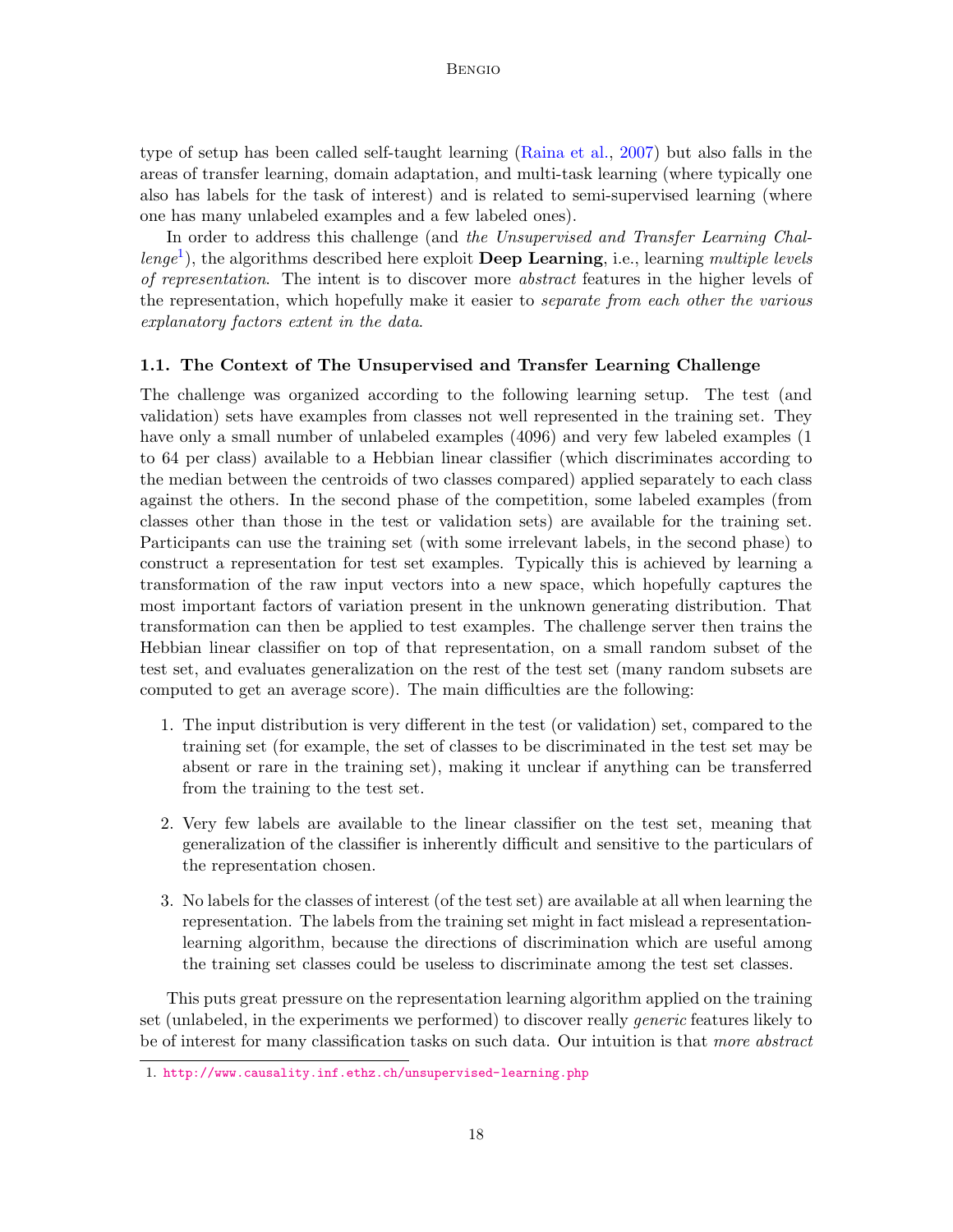type of setup has been called self-taught learning (Raina et al., 2007) but also falls in the areas of transfer learning, domain adaptation, and multi-task learning (where typically one also has labels for the task of interest) and is related to semi-supervised learning (where one has many unlabeled examples and a few labeled ones).

In order to address this challenge (and *the Unsupervised and Transfer Learning Challenge*[1]), the algorithms described here exploit **Deep Learning**, i.e., learning *multiple levels of representation*. The intent is to discover more *abstract* features in the higher levels of the representation, which hopefully make it easier to *separate from each other the various explanatory factors extent in the data*.

### 1.1. The Context of The Unsupervised and Transfer Learning Challenge

The challenge was organized according to the following learning setup. The test (and validation) sets have examples from classes not well represented in the training set. They have only a small number of unlabeled examples (4096) and very few labeled examples (1 to 64 per class) available to a Hebbian linear classifier (which discriminates according to the median between the centroids of two classes compared) applied separately to each class against the others. In the second phase of the competition, some labeled examples (from classes other than those in the test or validation sets) are available for the training set. Participants can use the training set (with some irrelevant labels, in the second phase) to construct a representation for test set examples. Typically this is achieved by learning a transformation of the raw input vectors into a new space, which hopefully captures the most important factors of variation present in the unknown generating distribution. That transformation can then be applied to test examples. The challenge server then trains the Hebbian linear classifier on top of that representation, on a small random subset of the test set, and evaluates generalization on the rest of the test set (many random subsets are computed to get an average score). The main difficulties are the following:

1. The input distribution is very different in the test (or validation) set, compared to the training set (for example, the set of classes to be discriminated in the test set may be absent or rare in the training set), making it unclear if anything can be transferred from the training to the test set.

2. Very few labels are available to the linear classifier on the test set, meaning that generalization of the classifier is inherently difficult and sensitive to the particulars of the representation chosen.

3. No labels for the classes of interest (of the test set) are available at all when learning the representation. The labels from the training set might in fact mislead a representation-learning algorithm, because the directions of discrimination which are useful among the training set classes could be useless to discriminate among the test set classes.

This puts great pressure on the representation learning algorithm applied on the training set (unlabeled, in the experiments we performed) to discover really *generic* features likely to be of interest for many classification tasks on such data. Our intuition is that *more abstract*

1. http://www.causality.inf.ethz.ch/unsupervised-learning.php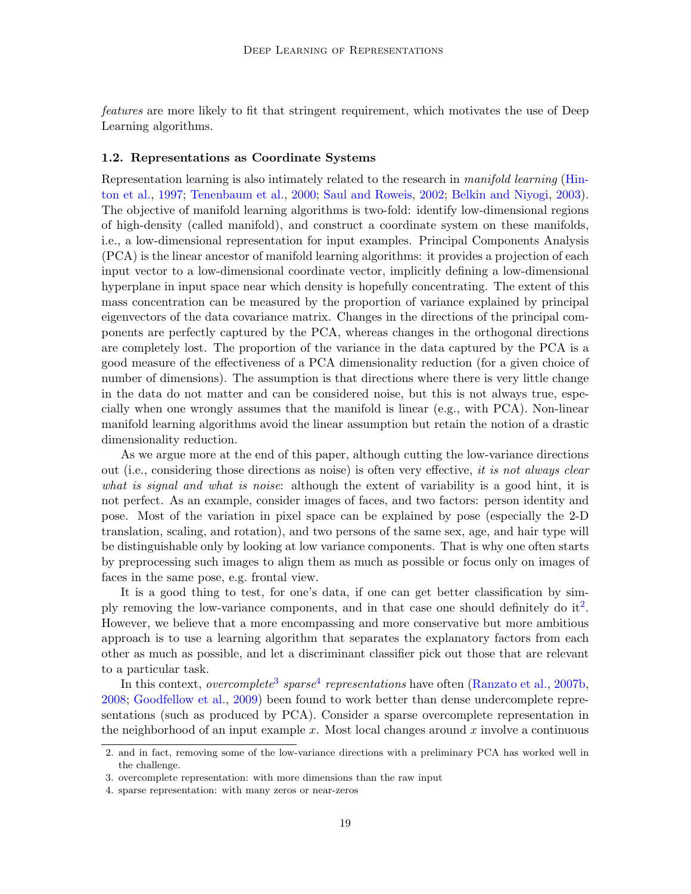*features* are more likely to fit that stringent requirement, which motivates the use of Deep Learning algorithms.

### 1.2. Representations as Coordinate Systems

Representation learning is also intimately related to the research in *manifold learning* (Hinton et al., 1997; Tenenbaum et al., 2000; Saul and Roweis, 2002; Belkin and Niyogi, 2003). The objective of manifold learning algorithms is two-fold: identify low-dimensional regions of high-density (called manifold), and construct a coordinate system on these manifolds, i.e., a low-dimensional representation for input examples. Principal Components Analysis (PCA) is the linear ancestor of manifold learning algorithms: it provides a projection of each input vector to a low-dimensional coordinate vector, implicitly defining a low-dimensional hyperplane in input space near which density is hopefully concentrating. The extent of this mass concentration can be measured by the proportion of variance explained by principal eigenvectors of the data covariance matrix. Changes in the directions of the principal components are perfectly captured by the PCA, whereas changes in the orthogonal directions are completely lost. The proportion of the variance in the data captured by the PCA is a good measure of the effectiveness of a PCA dimensionality reduction (for a given choice of number of dimensions). The assumption is that directions where there is very little change in the data do not matter and can be considered noise, but this is not always true, especially when one wrongly assumes that the manifold is linear (e.g., with PCA). Non-linear manifold learning algorithms avoid the linear assumption but retain the notion of a drastic dimensionality reduction.

As we argue more at the end of this paper, although cutting the low-variance directions out (i.e., considering those directions as noise) is often very effective, *it is not always clear what is signal and what is noise*: although the extent of variability is a good hint, it is not perfect. As an example, consider images of faces, and two factors: person identity and pose. Most of the variation in pixel space can be explained by pose (especially the 2-D translation, scaling, and rotation), and two persons of the same sex, age, and hair type will be distinguishable only by looking at low variance components. That is why one often starts by preprocessing such images to align them as much as possible or focus only on images of faces in the same pose, e.g. frontal view.

It is a good thing to test, for one's data, if one can get better classification by simply removing the low-variance components, and in that case one should definitely do it[2]. However, we believe that a more encompassing and more conservative but more ambitious approach is to use a learning algorithm that separates the explanatory factors from each other as much as possible, and let a discriminant classifier pick out those that are relevant to a particular task.

In this context, *overcomplete*[3] *sparse*[4] *representations* have often (Ranzato et al., 2007b, 2008; Goodfellow et al., 2009) been found to work better than dense undercomplete representations (such as produced by PCA). Consider a sparse overcomplete representation in the neighborhood of an input example $x$. Most local changes around $x$ involve a continuous

---

2. and in fact, removing some of the low-variance directions with a preliminary PCA has worked well in the challenge.

3. overcomplete representation: with more dimensions than the raw input

4. sparse representation: with many zeros or near-zeros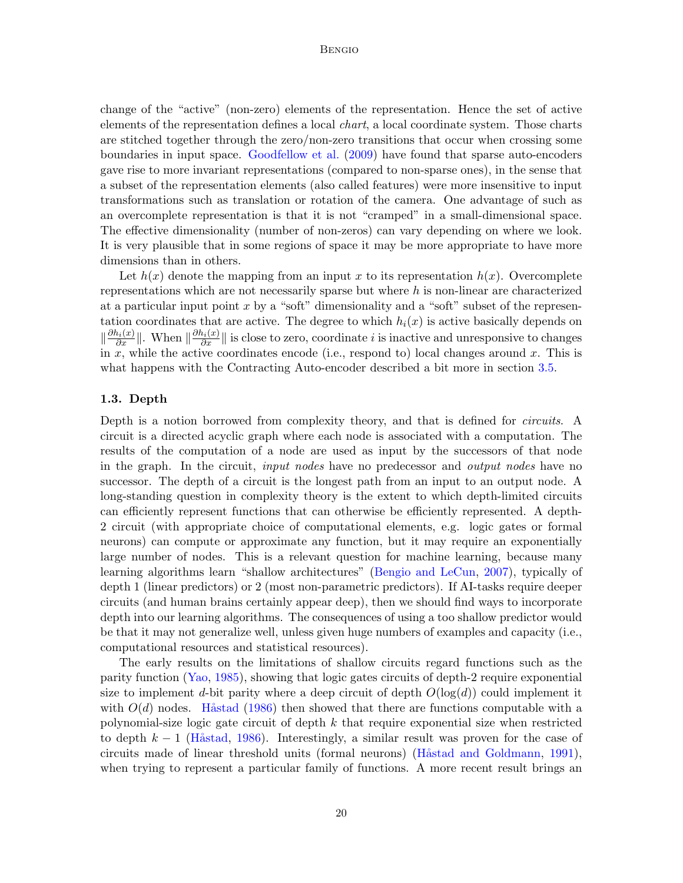change of the "active" (non-zero) elements of the representation. Hence the set of active elements of the representation defines a local *chart*, a local coordinate system. Those charts are stitched together through the zero/non-zero transitions that occur when crossing some boundaries in input space. Goodfellow et al. (2009) have found that sparse auto-encoders gave rise to more invariant representations (compared to non-sparse ones), in the sense that a subset of the representation elements (also called features) were more insensitive to input transformations such as translation or rotation of the camera. One advantage of such as an overcomplete representation is that it is not "cramped" in a small-dimensional space. The effective dimensionality (number of non-zeros) can vary depending on where we look. It is very plausible that in some regions of space it may be more appropriate to have more dimensions than in others.

Let $h(x)$ denote the mapping from an input $x$ to its representation $h(x)$. Overcomplete representations which are not necessarily sparse but where $h$ is non-linear are characterized at a particular input point $x$ by a "soft" dimensionality and a "soft" subset of the representation coordinates that are active. The degree to which $h_i(x)$ is active basically depends on $\|\frac{\partial h_i(x)}{\partial x}\|$. When $\|\frac{\partial h_i(x)}{\partial x}\|$ is close to zero, coordinate $i$ is inactive and unresponsive to changes in $x$, while the active coordinates encode (i.e., respond to) local changes around $x$. This is what happens with the Contracting Auto-encoder described a bit more in section 3.5.

### 1.3. Depth

Depth is a notion borrowed from complexity theory, and that is defined for *circuits*. A circuit is a directed acyclic graph where each node is associated with a computation. The results of the computation of a node are used as input by the successors of that node in the graph. In the circuit, *input nodes* have no predecessor and *output nodes* have no successor. The depth of a circuit is the longest path from an input to an output node. A long-standing question in complexity theory is the extent to which depth-limited circuits can efficiently represent functions that can otherwise be efficiently represented. A depth-2 circuit (with appropriate choice of computational elements, e.g. logic gates or formal neurons) can compute or approximate any function, but it may require an exponentially large number of nodes. This is a relevant question for machine learning, because many learning algorithms learn "shallow architectures" (Bengio and LeCun, 2007), typically of depth 1 (linear predictors) or 2 (most non-parametric predictors). If AI-tasks require deeper circuits (and human brains certainly appear deep), then we should find ways to incorporate depth into our learning algorithms. The consequences of using a too shallow predictor would be that it may not generalize well, unless given huge numbers of examples and capacity (i.e., computational resources and statistical resources).

The early results on the limitations of shallow circuits regard functions such as the parity function (Yao, 1985), showing that logic gates circuits of depth-2 require exponential size to implement $d$-bit parity where a deep circuit of depth $O(\log(d))$ could implement it with $O(d)$ nodes. Håstad (1986) then showed that there are functions computable with a polynomial-size logic gate circuit of depth $k$ that require exponential size when restricted to depth $k-1$ (Håstad, 1986). Interestingly, a similar result was proven for the case of circuits made of linear threshold units (formal neurons) (Håstad and Goldmann, 1991), when trying to represent a particular family of functions. A more recent result brings an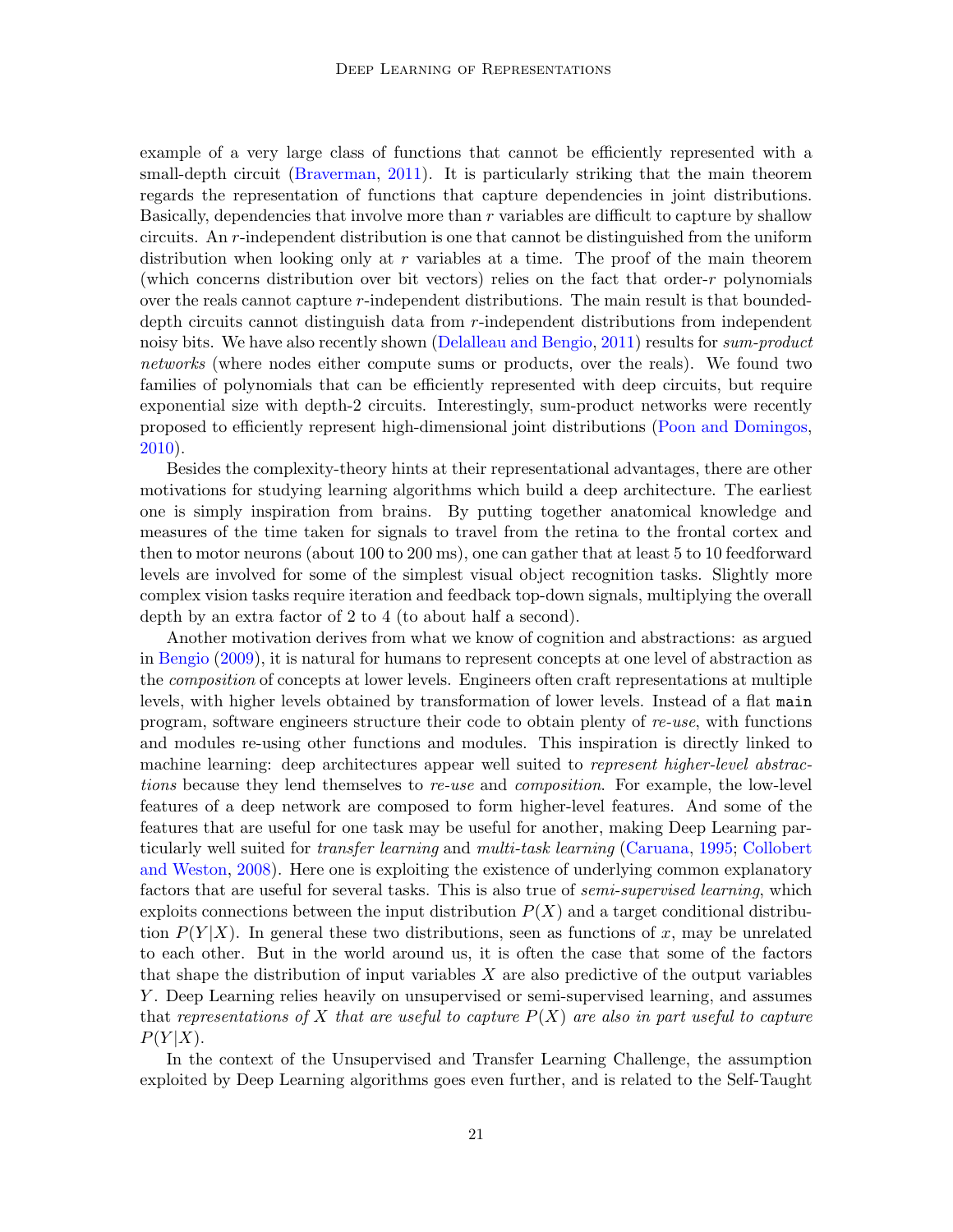example of a very large class of functions that cannot be efficiently represented with a small-depth circuit (Braverman, 2011). It is particularly striking that the main theorem regards the representation of functions that capture dependencies in joint distributions. Basically, dependencies that involve more than $r$ variables are difficult to capture by shallow circuits. An $r$-independent distribution is one that cannot be distinguished from the uniform distribution when looking only at $r$ variables at a time. The proof of the main theorem (which concerns distribution over bit vectors) relies on the fact that order-$r$ polynomials over the reals cannot capture $r$-independent distributions. The main result is that bounded-depth circuits cannot distinguish data from $r$-independent distributions from independent noisy bits. We have also recently shown (Delalleau and Bengio, 2011) results for *sum-product networks* (where nodes either compute sums or products, over the reals). We found two families of polynomials that can be efficiently represented with deep circuits, but require exponential size with depth-2 circuits. Interestingly, sum-product networks were recently proposed to efficiently represent high-dimensional joint distributions (Poon and Domingos, 2010).

Besides the complexity-theory hints at their representational advantages, there are other motivations for studying learning algorithms which build a deep architecture. The earliest one is simply inspiration from brains. By putting together anatomical knowledge and measures of the time taken for signals to travel from the retina to the frontal cortex and then to motor neurons (about 100 to 200 ms), one can gather that at least 5 to 10 feedforward levels are involved for some of the simplest visual object recognition tasks. Slightly more complex vision tasks require iteration and feedback top-down signals, multiplying the overall depth by an extra factor of 2 to 4 (to about half a second).

Another motivation derives from what we know of cognition and abstractions: as argued in Bengio (2009), it is natural for humans to represent concepts at one level of abstraction as the *composition* of concepts at lower levels. Engineers often craft representations at multiple levels, with higher levels obtained by transformation of lower levels. Instead of a flat `main` program, software engineers structure their code to obtain plenty of *re-use*, with functions and modules re-using other functions and modules. This inspiration is directly linked to machine learning: deep architectures appear well suited to *represent higher-level abstractions* because they lend themselves to *re-use* and *composition*. For example, the low-level features of a deep network are composed to form higher-level features. And some of the features that are useful for one task may be useful for another, making Deep Learning particularly well suited for *transfer learning* and *multi-task learning* (Caruana, 1995; Collobert and Weston, 2008). Here one is exploiting the existence of underlying common explanatory factors that are useful for several tasks. This is also true of *semi-supervised learning*, which exploits connections between the input distribution $P(X)$ and a target conditional distribution $P(Y|X)$. In general these two distributions, seen as functions of $x$, may be unrelated to each other. But in the world around us, it is often the case that some of the factors that shape the distribution of input variables $X$ are also predictive of the output variables $Y$. Deep Learning relies heavily on unsupervised or semi-supervised learning, and assumes that *representations of $X$ that are useful to capture $P(X)$ are also in part useful to capture $P(Y|X)$*.

In the context of the Unsupervised and Transfer Learning Challenge, the assumption exploited by Deep Learning algorithms goes even further, and is related to the Self-Taught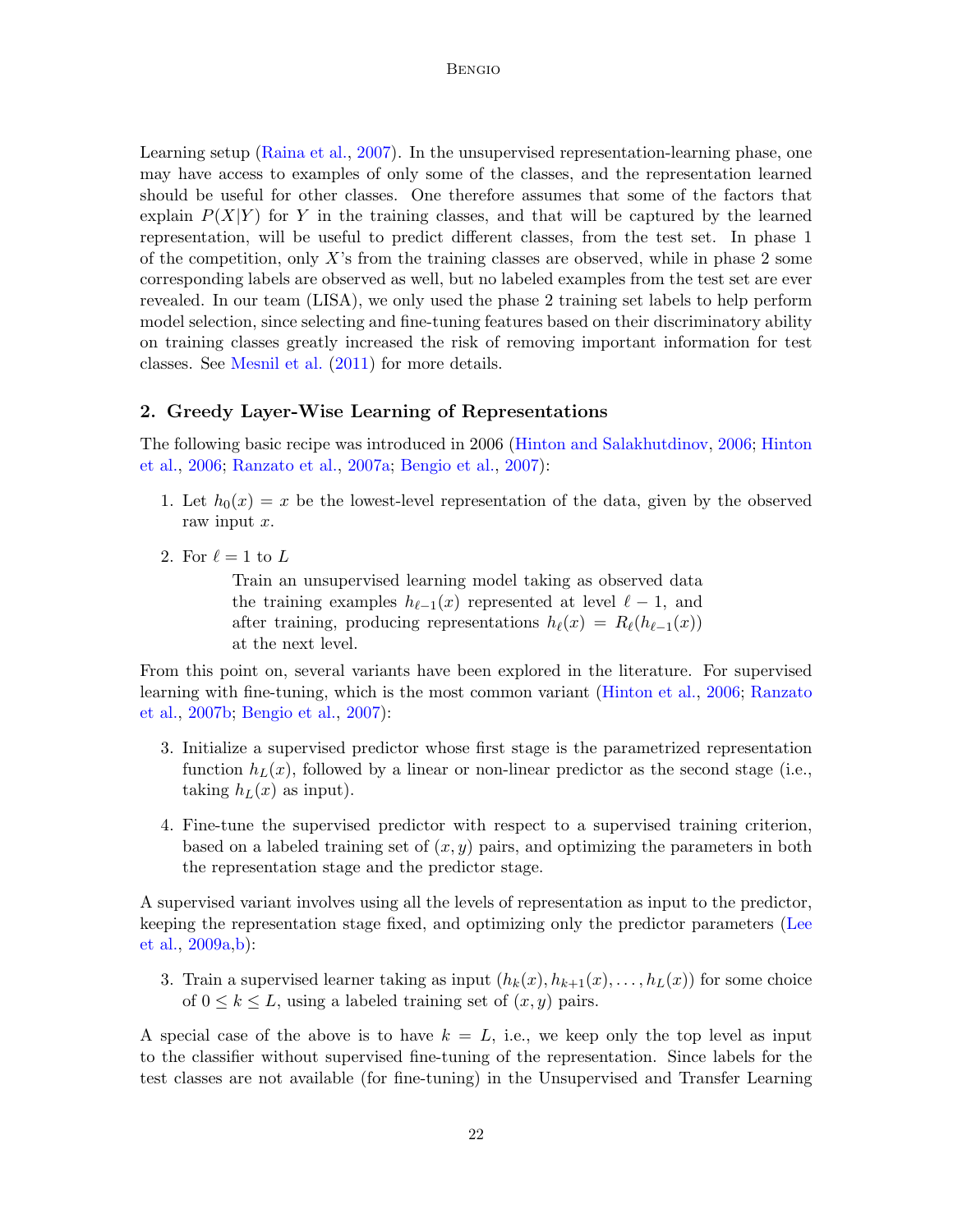Learning setup (Raina et al., 2007). In the unsupervised representation-learning phase, one may have access to examples of only some of the classes, and the representation learned should be useful for other classes. One therefore assumes that some of the factors that explain $P(X|Y)$ for $Y$ in the training classes, and that will be captured by the learned representation, will be useful to predict different classes, from the test set. In phase 1 of the competition, only $X$'s from the training classes are observed, while in phase 2 some corresponding labels are observed as well, but no labeled examples from the test set are ever revealed. In our team (LISA), we only used the phase 2 training set labels to help perform model selection, since selecting and fine-tuning features based on their discriminatory ability on training classes greatly increased the risk of removing important information for test classes. See Mesnil et al. (2011) for more details.

## 2. Greedy Layer-Wise Learning of Representations

The following basic recipe was introduced in 2006 (Hinton and Salakhutdinov, 2006; Hinton et al., 2006; Ranzato et al., 2007a; Bengio et al., 2007):

1. Let $h_0(x) = x$ be the lowest-level representation of the data, given by the observed raw input $x$.
2. For $\ell = 1$ to $L$

   Train an unsupervised learning model taking as observed data the training examples $h_{\ell-1}(x)$ represented at level $\ell - 1$, and after training, producing representations $h_\ell(x) = R_\ell(h_{\ell-1}(x))$ at the next level.

From this point on, several variants have been explored in the literature. For supervised learning with fine-tuning, which is the most common variant (Hinton et al., 2006; Ranzato et al., 2007b; Bengio et al., 2007):

3. Initialize a supervised predictor whose first stage is the parametrized representation function $h_L(x)$, followed by a linear or non-linear predictor as the second stage (i.e., taking $h_L(x)$ as input).
4. Fine-tune the supervised predictor with respect to a supervised training criterion, based on a labeled training set of $(x, y)$ pairs, and optimizing the parameters in both the representation stage and the predictor stage.

A supervised variant involves using all the levels of representation as input to the predictor, keeping the representation stage fixed, and optimizing only the predictor parameters (Lee et al., 2009a,b):

3. Train a supervised learner taking as input $(h_k(x), h_{k+1}(x), \ldots, h_L(x))$ for some choice of $0 \leq k \leq L$, using a labeled training set of $(x, y)$ pairs.

A special case of the above is to have $k = L$, i.e., we keep only the top level as input to the classifier without supervised fine-tuning of the representation. Since labels for the test classes are not available (for fine-tuning) in the Unsupervised and Transfer Learning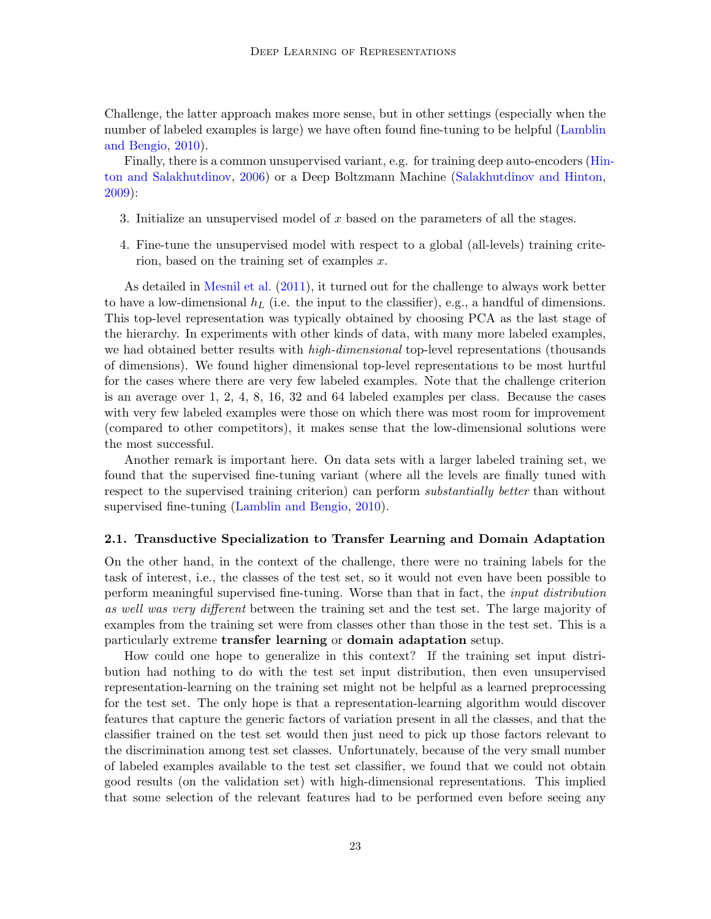Challenge, the latter approach makes more sense, but in other settings (especially when the number of labeled examples is large) we have often found fine-tuning to be helpful (Lamblin and Bengio, 2010).

Finally, there is a common unsupervised variant, e.g. for training deep auto-encoders (Hinton and Salakhutdinov, 2006) or a Deep Boltzmann Machine (Salakhutdinov and Hinton, 2009):

3. Initialize an unsupervised model of $x$ based on the parameters of all the stages.
4. Fine-tune the unsupervised model with respect to a global (all-levels) training criterion, based on the training set of examples $x$.

As detailed in Mesnil et al. (2011), it turned out for the challenge to always work better to have a low-dimensional $h_L$ (i.e. the input to the classifier), e.g., a handful of dimensions. This top-level representation was typically obtained by choosing PCA as the last stage of the hierarchy. In experiments with other kinds of data, with many more labeled examples, we had obtained better results with *high-dimensional* top-level representations (thousands of dimensions). We found higher dimensional top-level representations to be most hurtful for the cases where there are very few labeled examples. Note that the challenge criterion is an average over 1, 2, 4, 8, 16, 32 and 64 labeled examples per class. Because the cases with very few labeled examples were those on which there was most room for improvement (compared to other competitors), it makes sense that the low-dimensional solutions were the most successful.

Another remark is important here. On data sets with a larger labeled training set, we found that the supervised fine-tuning variant (where all the levels are finally tuned with respect to the supervised training criterion) can perform *substantially better* than without supervised fine-tuning (Lamblin and Bengio, 2010).

### 2.1. Transductive Specialization to Transfer Learning and Domain Adaptation

On the other hand, in the context of the challenge, there were no training labels for the task of interest, i.e., the classes of the test set, so it would not even have been possible to perform meaningful supervised fine-tuning. Worse than that in fact, the *input distribution as well was very different* between the training set and the test set. The large majority of examples from the training set were from classes other than those in the test set. This is a particularly extreme **transfer learning** or **domain adaptation** setup.

How could one hope to generalize in this context? If the training set input distribution had nothing to do with the test set input distribution, then even unsupervised representation-learning on the training set might not be helpful as a learned preprocessing for the test set. The only hope is that a representation-learning algorithm would discover features that capture the generic factors of variation present in all the classes, and that the classifier trained on the test set would then just need to pick up those factors relevant to the discrimination among test set classes. Unfortunately, because of the very small number of labeled examples available to the test set classifier, we found that we could not obtain good results (on the validation set) with high-dimensional representations. This implied that some selection of the relevant features had to be performed even before seeing any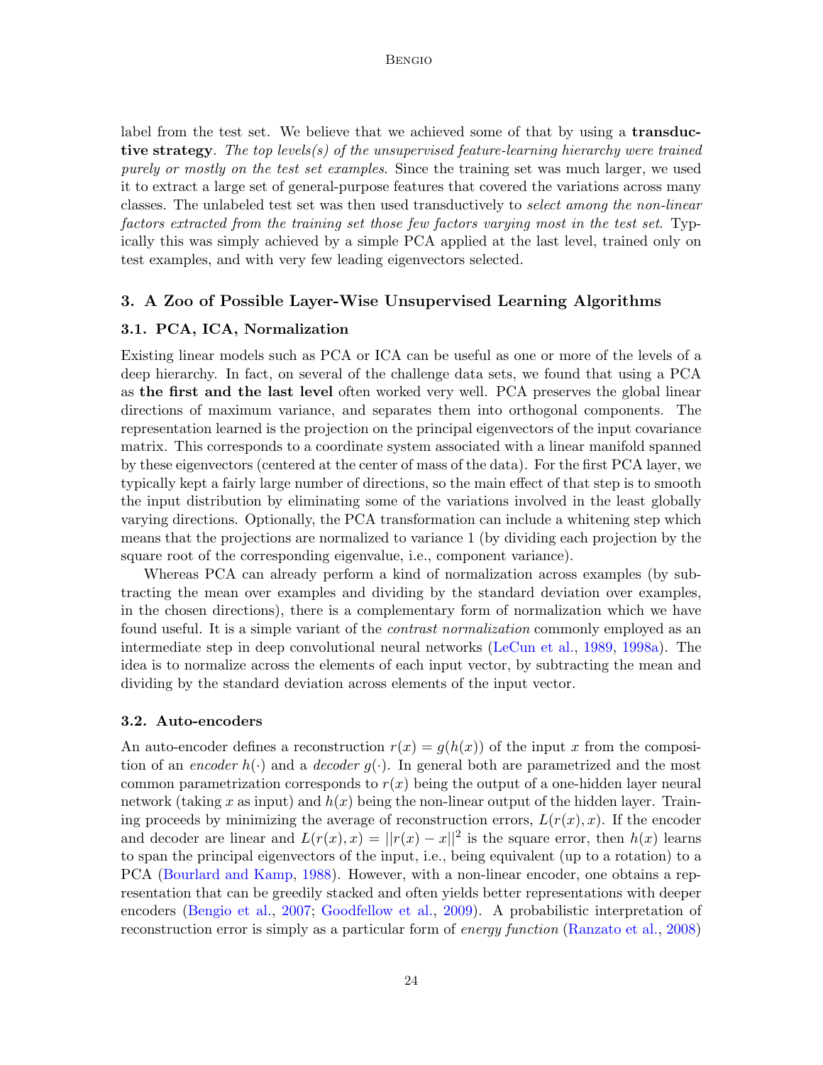label from the test set. We believe that we achieved some of that by using a **transductive strategy**. *The top levels(s) of the unsupervised feature-learning hierarchy were trained purely or mostly on the test set examples.* Since the training set was much larger, we used it to extract a large set of general-purpose features that covered the variations across many classes. The unlabeled test set was then used transductively to *select among the non-linear factors extracted from the training set those few factors varying most in the test set*. Typically this was simply achieved by a simple PCA applied at the last level, trained only on test examples, and with very few leading eigenvectors selected.

## 3. A Zoo of Possible Layer-Wise Unsupervised Learning Algorithms

### 3.1. PCA, ICA, Normalization

Existing linear models such as PCA or ICA can be useful as one or more of the levels of a deep hierarchy. In fact, on several of the challenge data sets, we found that using a PCA as **the first and the last level** often worked very well. PCA preserves the global linear directions of maximum variance, and separates them into orthogonal components. The representation learned is the projection on the principal eigenvectors of the input covariance matrix. This corresponds to a coordinate system associated with a linear manifold spanned by these eigenvectors (centered at the center of mass of the data). For the first PCA layer, we typically kept a fairly large number of directions, so the main effect of that step is to smooth the input distribution by eliminating some of the variations involved in the least globally varying directions. Optionally, the PCA transformation can include a whitening step which means that the projections are normalized to variance 1 (by dividing each projection by the square root of the corresponding eigenvalue, i.e., component variance).

Whereas PCA can already perform a kind of normalization across examples (by subtracting the mean over examples and dividing by the standard deviation over examples, in the chosen directions), there is a complementary form of normalization which we have found useful. It is a simple variant of the *contrast normalization* commonly employed as an intermediate step in deep convolutional neural networks (LeCun et al., 1989, 1998a). The idea is to normalize across the elements of each input vector, by subtracting the mean and dividing by the standard deviation across elements of the input vector.

### 3.2. Auto-encoders

An auto-encoder defines a reconstruction $r(x) = g(h(x))$ of the input $x$ from the composition of an *encoder* $h(\cdot)$ and a *decoder* $g(\cdot)$. In general both are parametrized and the most common parametrization corresponds to $r(x)$ being the output of a one-hidden layer neural network (taking $x$ as input) and $h(x)$ being the non-linear output of the hidden layer. Training proceeds by minimizing the average of reconstruction errors, $L(r(x), x)$. If the encoder and decoder are linear and $L(r(x), x) = ||r(x) - x||^2$ is the square error, then $h(x)$ learns to span the principal eigenvectors of the input, i.e., being equivalent (up to a rotation) to a PCA (Bourlard and Kamp, 1988). However, with a non-linear encoder, one obtains a representation that can be greedily stacked and often yields better representations with deeper encoders (Bengio et al., 2007; Goodfellow et al., 2009). A probabilistic interpretation of reconstruction error is simply as a particular form of *energy function* (Ranzato et al., 2008)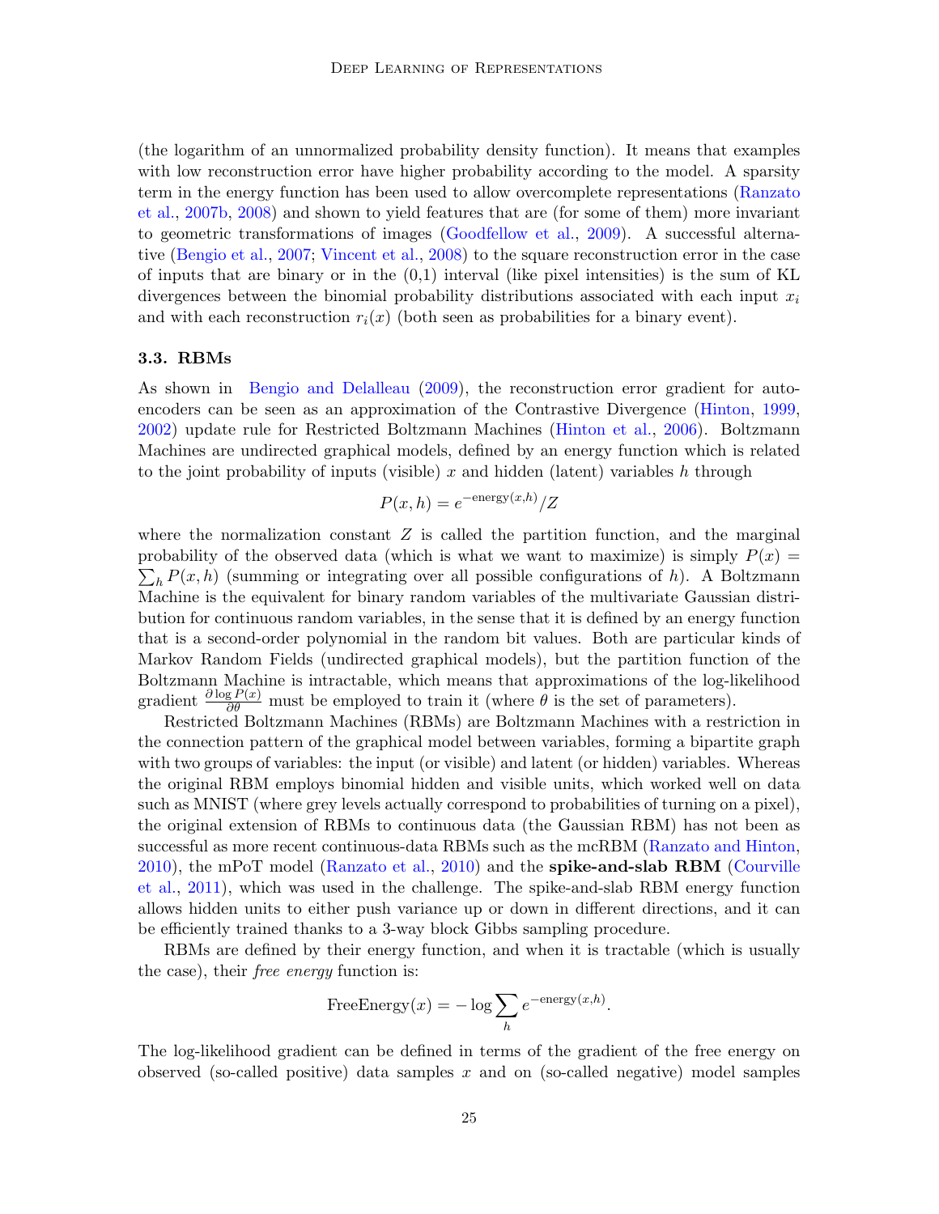(the logarithm of an unnormalized probability density function). It means that examples with low reconstruction error have higher probability according to the model. A sparsity term in the energy function has been used to allow overcomplete representations (Ranzato et al., 2007b, 2008) and shown to yield features that are (for some of them) more invariant to geometric transformations of images (Goodfellow et al., 2009). A successful alternative (Bengio et al., 2007; Vincent et al., 2008) to the square reconstruction error in the case of inputs that are binary or in the (0,1) interval (like pixel intensities) is the sum of KL divergences between the binomial probability distributions associated with each input $x_i$ and with each reconstruction $r_i(x)$ (both seen as probabilities for a binary event).

### 3.3. RBMs

As shown in Bengio and Delalleau (2009), the reconstruction error gradient for auto-encoders can be seen as an approximation of the Contrastive Divergence (Hinton, 1999, 2002) update rule for Restricted Boltzmann Machines (Hinton et al., 2006). Boltzmann Machines are undirected graphical models, defined by an energy function which is related to the joint probability of inputs (visible) $x$ and hidden (latent) variables $h$ through

$$P(x, h) = e^{-\text{energy}(x,h)}/Z$$

where the normalization constant $Z$ is called the partition function, and the marginal probability of the observed data (which is what we want to maximize) is simply $P(x) = \sum_h P(x, h)$ (summing or integrating over all possible configurations of $h$). A Boltzmann Machine is the equivalent for binary random variables of the multivariate Gaussian distribution for continuous random variables, in the sense that it is defined by an energy function that is a second-order polynomial in the random bit values. Both are particular kinds of Markov Random Fields (undirected graphical models), but the partition function of the Boltzmann Machine is intractable, which means that approximations of the log-likelihood gradient $\frac{\partial \log P(x)}{\partial \theta}$ must be employed to train it (where $\theta$ is the set of parameters).

Restricted Boltzmann Machines (RBMs) are Boltzmann Machines with a restriction in the connection pattern of the graphical model between variables, forming a bipartite graph with two groups of variables: the input (or visible) and latent (or hidden) variables. Whereas the original RBM employs binomial hidden and visible units, which worked well on data such as MNIST (where grey levels actually correspond to probabilities of turning on a pixel), the original extension of RBMs to continuous data (the Gaussian RBM) has not been as successful as more recent continuous-data RBMs such as the mcRBM (Ranzato and Hinton, 2010), the mPoT model (Ranzato et al., 2010) and the **spike-and-slab RBM** (Courville et al., 2011), which was used in the challenge. The spike-and-slab RBM energy function allows hidden units to either push variance up or down in different directions, and it can be efficiently trained thanks to a 3-way block Gibbs sampling procedure.

RBMs are defined by their energy function, and when it is tractable (which is usually the case), their *free energy* function is:

$$\text{FreeEnergy}(x) = -\log \sum_h e^{-\text{energy}(x,h)}.$$

The log-likelihood gradient can be defined in terms of the gradient of the free energy on observed (so-called positive) data samples $x$ and on (so-called negative) model samples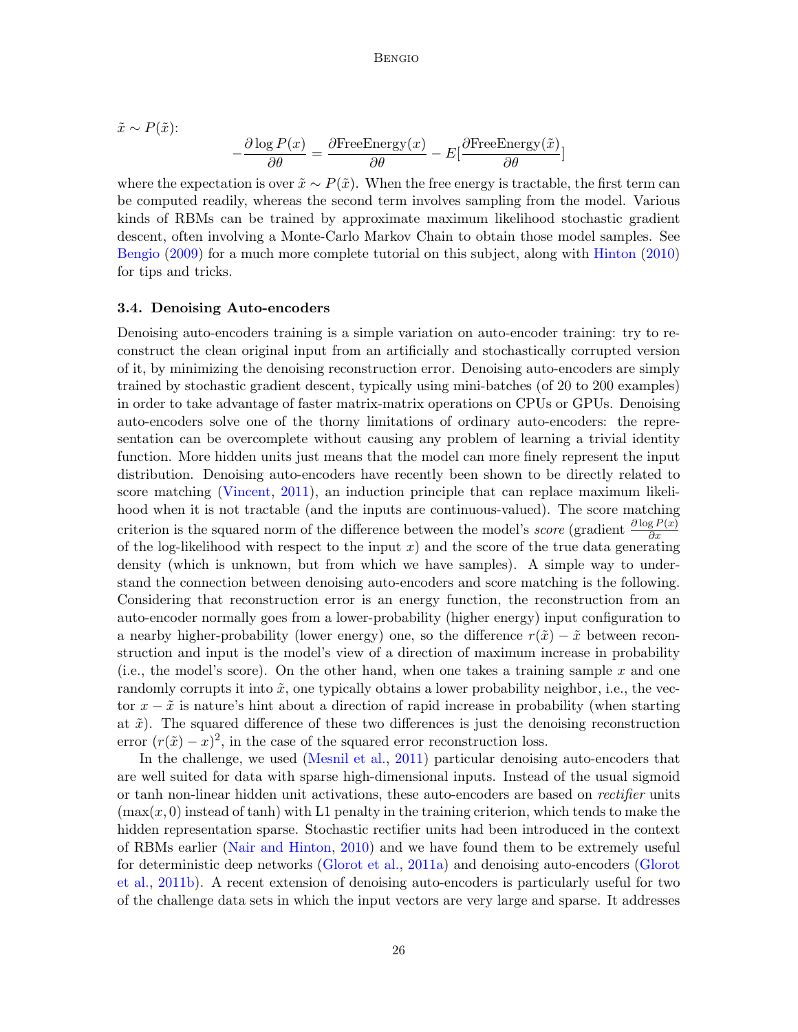$\tilde{x} \sim P(\tilde{x})$:

$$-\frac{\partial \log P(x)}{\partial \theta} = \frac{\partial \text{FreeEnergy}(x)}{\partial \theta} - E[\frac{\partial \text{FreeEnergy}(\tilde{x})}{\partial \theta}]$$

where the expectation is over $\tilde{x} \sim P(\tilde{x})$. When the free energy is tractable, the first term can be computed readily, whereas the second term involves sampling from the model. Various kinds of RBMs can be trained by approximate maximum likelihood stochastic gradient descent, often involving a Monte-Carlo Markov Chain to obtain those model samples. See Bengio (2009) for a much more complete tutorial on this subject, along with Hinton (2010) for tips and tricks.

### 3.4. Denoising Auto-encoders

Denoising auto-encoders training is a simple variation on auto-encoder training: try to reconstruct the clean original input from an artificially and stochastically corrupted version of it, by minimizing the denoising reconstruction error. Denoising auto-encoders are simply trained by stochastic gradient descent, typically using mini-batches (of 20 to 200 examples) in order to take advantage of faster matrix-matrix operations on CPUs or GPUs. Denoising auto-encoders solve one of the thorny limitations of ordinary auto-encoders: the representation can be overcomplete without causing any problem of learning a trivial identity function. More hidden units just means that the model can more finely represent the input distribution. Denoising auto-encoders have recently been shown to be directly related to score matching (Vincent, 2011), an induction principle that can replace maximum likelihood when it is not tractable (and the inputs are continuous-valued). The score matching criterion is the squared norm of the difference between the model's *score* (gradient $\frac{\partial \log P(x)}{\partial x}$ of the log-likelihood with respect to the input $x$) and the score of the true data generating density (which is unknown, but from which we have samples). A simple way to understand the connection between denoising auto-encoders and score matching is the following. Considering that reconstruction error is an energy function, the reconstruction from an auto-encoder normally goes from a lower-probability (higher energy) input configuration to a nearby higher-probability (lower energy) one, so the difference $r(\tilde{x}) - \tilde{x}$ between reconstruction and input is the model's view of a direction of maximum increase in probability (i.e., the model's score). On the other hand, when one takes a training sample $x$ and one randomly corrupts it into $\tilde{x}$, one typically obtains a lower probability neighbor, i.e., the vector $x - \tilde{x}$ is nature's hint about a direction of rapid increase in probability (when starting at $\tilde{x}$). The squared difference of these two differences is just the denoising reconstruction error $(r(\tilde{x}) - x)^2$, in the case of the squared error reconstruction loss.

In the challenge, we used (Mesnil et al., 2011) particular denoising auto-encoders that are well suited for data with sparse high-dimensional inputs. Instead of the usual sigmoid or tanh non-linear hidden unit activations, these auto-encoders are based on *rectifier* units ($\max(x, 0)$ instead of tanh) with L1 penalty in the training criterion, which tends to make the hidden representation sparse. Stochastic rectifier units had been introduced in the context of RBMs earlier (Nair and Hinton, 2010) and we have found them to be extremely useful for deterministic deep networks (Glorot et al., 2011a) and denoising auto-encoders (Glorot et al., 2011b). A recent extension of denoising auto-encoders is particularly useful for two of the challenge data sets in which the input vectors are very large and sparse. It addresses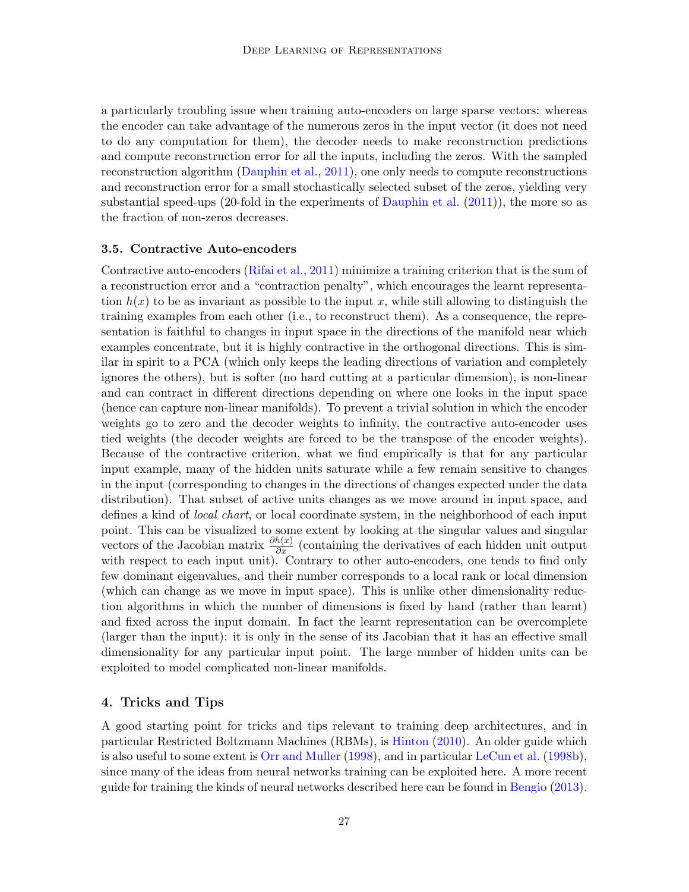a particularly troubling issue when training auto-encoders on large sparse vectors: whereas the encoder can take advantage of the numerous zeros in the input vector (it does not need to do any computation for them), the decoder needs to make reconstruction predictions and compute reconstruction error for all the inputs, including the zeros. With the sampled reconstruction algorithm (Dauphin et al., 2011), one only needs to compute reconstructions and reconstruction error for a small stochastically selected subset of the zeros, yielding very substantial speed-ups (20-fold in the experiments of Dauphin et al. (2011)), the more so as the fraction of non-zeros decreases.

### 3.5. Contractive Auto-encoders

Contractive auto-encoders (Rifai et al., 2011) minimize a training criterion that is the sum of a reconstruction error and a "contraction penalty", which encourages the learnt representation $h(x)$ to be as invariant as possible to the input $x$, while still allowing to distinguish the training examples from each other (i.e., to reconstruct them). As a consequence, the representation is faithful to changes in input space in the directions of the manifold near which examples concentrate, but it is highly contractive in the orthogonal directions. This is similar in spirit to a PCA (which only keeps the leading directions of variation and completely ignores the others), but is softer (no hard cutting at a particular dimension), is non-linear and can contract in different directions depending on where one looks in the input space (hence can capture non-linear manifolds). To prevent a trivial solution in which the encoder weights go to zero and the decoder weights to infinity, the contractive auto-encoder uses tied weights (the decoder weights are forced to be the transpose of the encoder weights). Because of the contractive criterion, what we find empirically is that for any particular input example, many of the hidden units saturate while a few remain sensitive to changes in the input (corresponding to changes in the directions of changes expected under the data distribution). That subset of active units changes as we move around in input space, and defines a kind of *local chart*, or local coordinate system, in the neighborhood of each input point. This can be visualized to some extent by looking at the singular values and singular vectors of the Jacobian matrix $\frac{\partial h(x)}{\partial x}$ (containing the derivatives of each hidden unit output with respect to each input unit). Contrary to other auto-encoders, one tends to find only few dominant eigenvalues, and their number corresponds to a local rank or local dimension (which can change as we move in input space). This is unlike other dimensionality reduction algorithms in which the number of dimensions is fixed by hand (rather than learnt) and fixed across the input domain. In fact the learnt representation can be overcomplete (larger than the input): it is only in the sense of its Jacobian that it has an effective small dimensionality for any particular input point. The large number of hidden units can be exploited to model complicated non-linear manifolds.

## 4. Tricks and Tips

A good starting point for tricks and tips relevant to training deep architectures, and in particular Restricted Boltzmann Machines (RBMs), is Hinton (2010). An older guide which is also useful to some extent is Orr and Muller (1998), and in particular LeCun et al. (1998b), since many of the ideas from neural networks training can be exploited here. A more recent guide for training the kinds of neural networks described here can be found in Bengio (2013).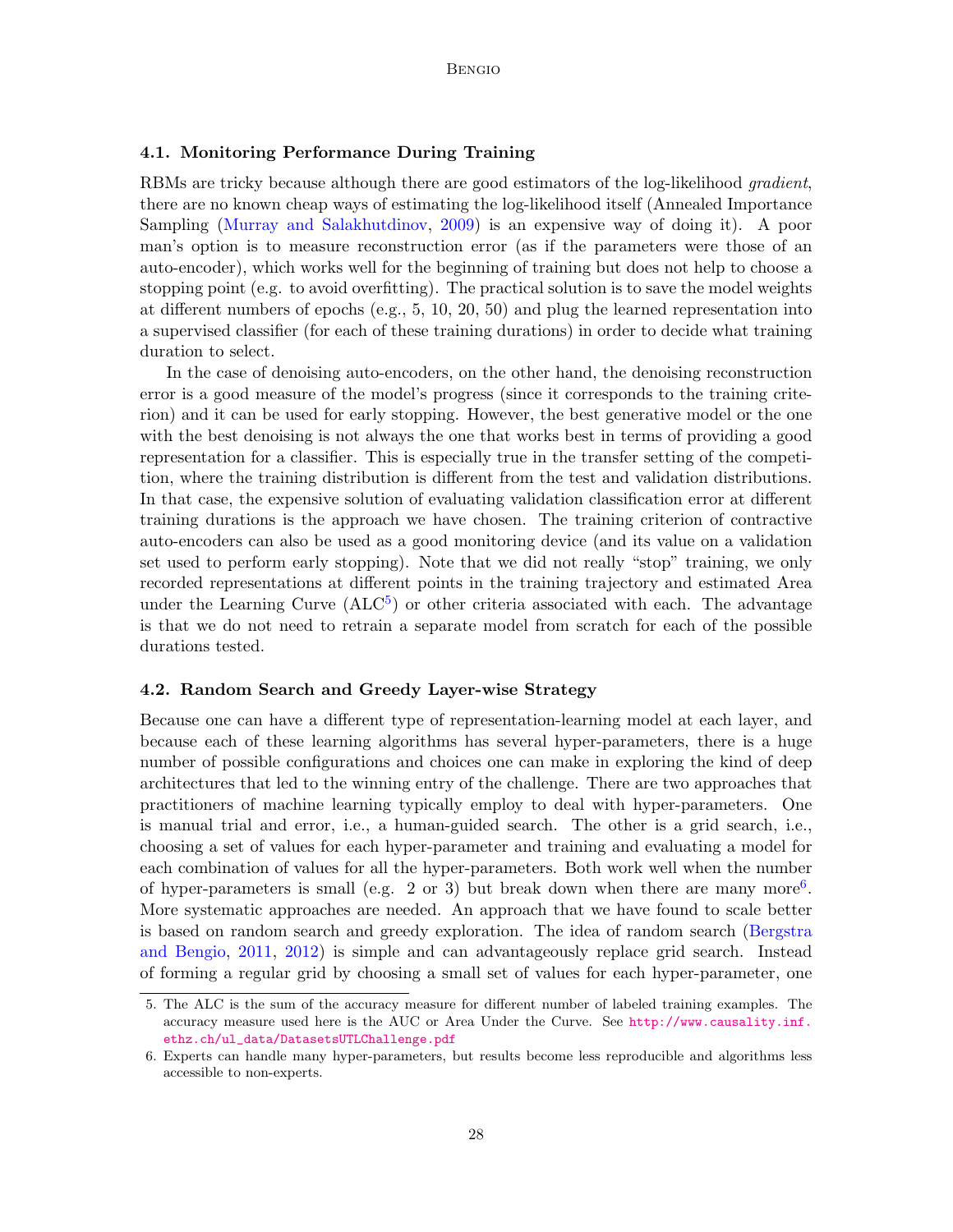### 4.1. Monitoring Performance During Training

RBMs are tricky because although there are good estimators of the log-likelihood *gradient*, there are no known cheap ways of estimating the log-likelihood itself (Annealed Importance Sampling (Murray and Salakhutdinov, 2009) is an expensive way of doing it). A poor man's option is to measure reconstruction error (as if the parameters were those of an auto-encoder), which works well for the beginning of training but does not help to choose a stopping point (e.g. to avoid overfitting). The practical solution is to save the model weights at different numbers of epochs (e.g., 5, 10, 20, 50) and plug the learned representation into a supervised classifier (for each of these training durations) in order to decide what training duration to select.

In the case of denoising auto-encoders, on the other hand, the denoising reconstruction error is a good measure of the model's progress (since it corresponds to the training criterion) and it can be used for early stopping. However, the best generative model or the one with the best denoising is not always the one that works best in terms of providing a good representation for a classifier. This is especially true in the transfer setting of the competition, where the training distribution is different from the test and validation distributions. In that case, the expensive solution of evaluating validation classification error at different training durations is the approach we have chosen. The training criterion of contractive auto-encoders can also be used as a good monitoring device (and its value on a validation set used to perform early stopping). Note that we did not really "stop" training, we only recorded representations at different points in the training trajectory and estimated Area under the Learning Curve (ALC[5]) or other criteria associated with each. The advantage is that we do not need to retrain a separate model from scratch for each of the possible durations tested.

### 4.2. Random Search and Greedy Layer-wise Strategy

Because one can have a different type of representation-learning model at each layer, and because each of these learning algorithms has several hyper-parameters, there is a huge number of possible configurations and choices one can make in exploring the kind of deep architectures that led to the winning entry of the challenge. There are two approaches that practitioners of machine learning typically employ to deal with hyper-parameters. One is manual trial and error, i.e., a human-guided search. The other is a grid search, i.e., choosing a set of values for each hyper-parameter and training and evaluating a model for each combination of values for all the hyper-parameters. Both work well when the number of hyper-parameters is small (e.g. 2 or 3) but break down when there are many more[6]. More systematic approaches are needed. An approach that we have found to scale better is based on random search and greedy exploration. The idea of random search (Bergstra and Bengio, 2011, 2012) is simple and can advantageously replace grid search. Instead of forming a regular grid by choosing a small set of values for each hyper-parameter, one

5. The ALC is the sum of the accuracy measure for different number of labeled training examples. The accuracy measure used here is the AUC or Area Under the Curve. See http://www.causality.inf.ethz.ch/ul_data/DatasetsUTLChallenge.pdf

6. Experts can handle many hyper-parameters, but results become less reproducible and algorithms less accessible to non-experts.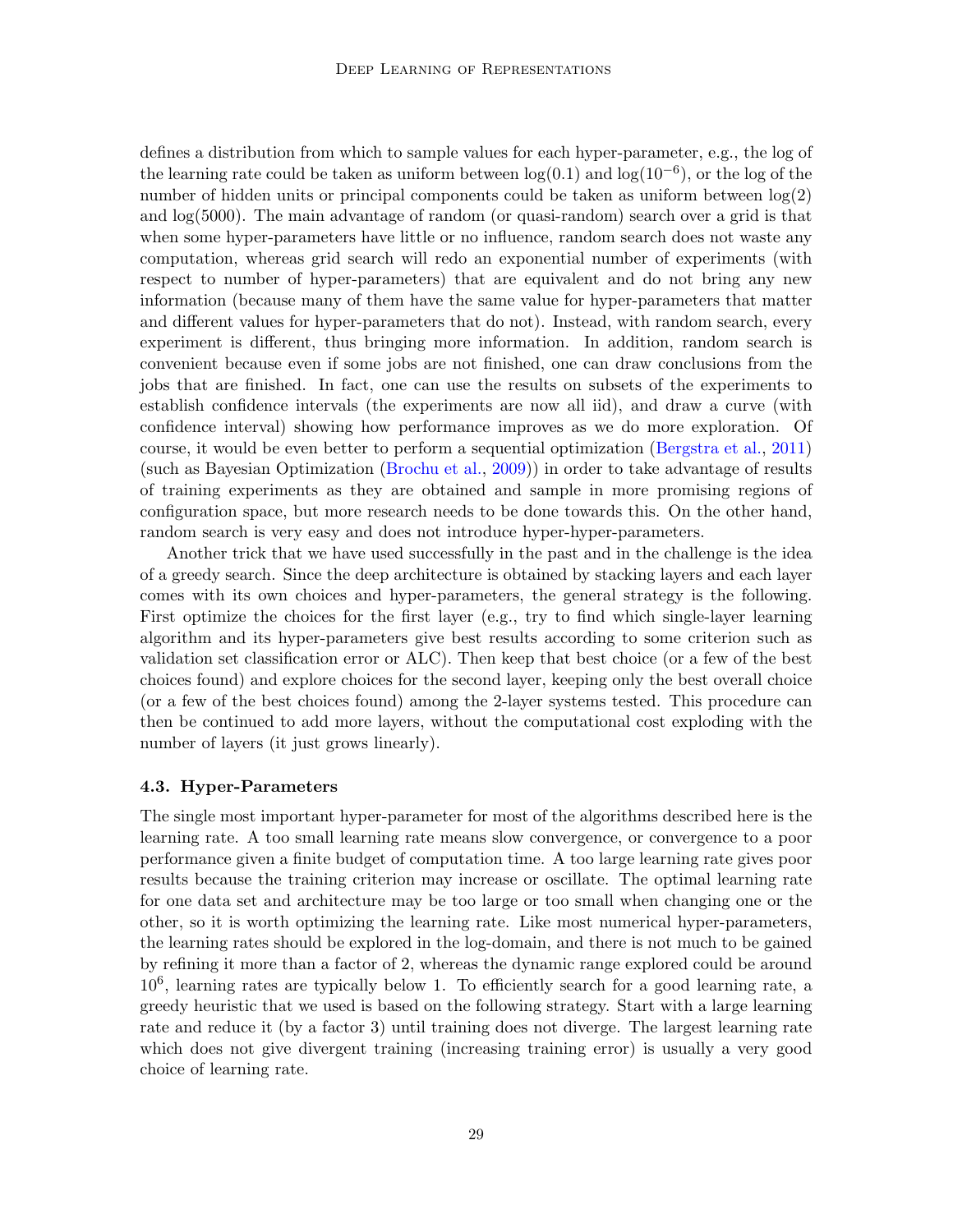defines a distribution from which to sample values for each hyper-parameter, e.g., the log of the learning rate could be taken as uniform between $\log(0.1)$ and $\log(10^{-6})$, or the log of the number of hidden units or principal components could be taken as uniform between $\log(2)$ and $\log(5000)$. The main advantage of random (or quasi-random) search over a grid is that when some hyper-parameters have little or no influence, random search does not waste any computation, whereas grid search will redo an exponential number of experiments (with respect to number of hyper-parameters) that are equivalent and do not bring any new information (because many of them have the same value for hyper-parameters that matter and different values for hyper-parameters that do not). Instead, with random search, every experiment is different, thus bringing more information. In addition, random search is convenient because even if some jobs are not finished, one can draw conclusions from the jobs that are finished. In fact, one can use the results on subsets of the experiments to establish confidence intervals (the experiments are now all iid), and draw a curve (with confidence interval) showing how performance improves as we do more exploration. Of course, it would be even better to perform a sequential optimization (Bergstra et al., 2011) (such as Bayesian Optimization (Brochu et al., 2009)) in order to take advantage of results of training experiments as they are obtained and sample in more promising regions of configuration space, but more research needs to be done towards this. On the other hand, random search is very easy and does not introduce hyper-hyper-parameters.

Another trick that we have used successfully in the past and in the challenge is the idea of a greedy search. Since the deep architecture is obtained by stacking layers and each layer comes with its own choices and hyper-parameters, the general strategy is the following. First optimize the choices for the first layer (e.g., try to find which single-layer learning algorithm and its hyper-parameters give best results according to some criterion such as validation set classification error or ALC). Then keep that best choice (or a few of the best choices found) and explore choices for the second layer, keeping only the best overall choice (or a few of the best choices found) among the 2-layer systems tested. This procedure can then be continued to add more layers, without the computational cost exploding with the number of layers (it just grows linearly).

### 4.3. Hyper-Parameters

The single most important hyper-parameter for most of the algorithms described here is the learning rate. A too small learning rate means slow convergence, or convergence to a poor performance given a finite budget of computation time. A too large learning rate gives poor results because the training criterion may increase or oscillate. The optimal learning rate for one data set and architecture may be too large or too small when changing one or the other, so it is worth optimizing the learning rate. Like most numerical hyper-parameters, the learning rates should be explored in the log-domain, and there is not much to be gained by refining it more than a factor of 2, whereas the dynamic range explored could be around $10^6$, learning rates are typically below 1. To efficiently search for a good learning rate, a greedy heuristic that we used is based on the following strategy. Start with a large learning rate and reduce it (by a factor 3) until training does not diverge. The largest learning rate which does not give divergent training (increasing training error) is usually a very good choice of learning rate.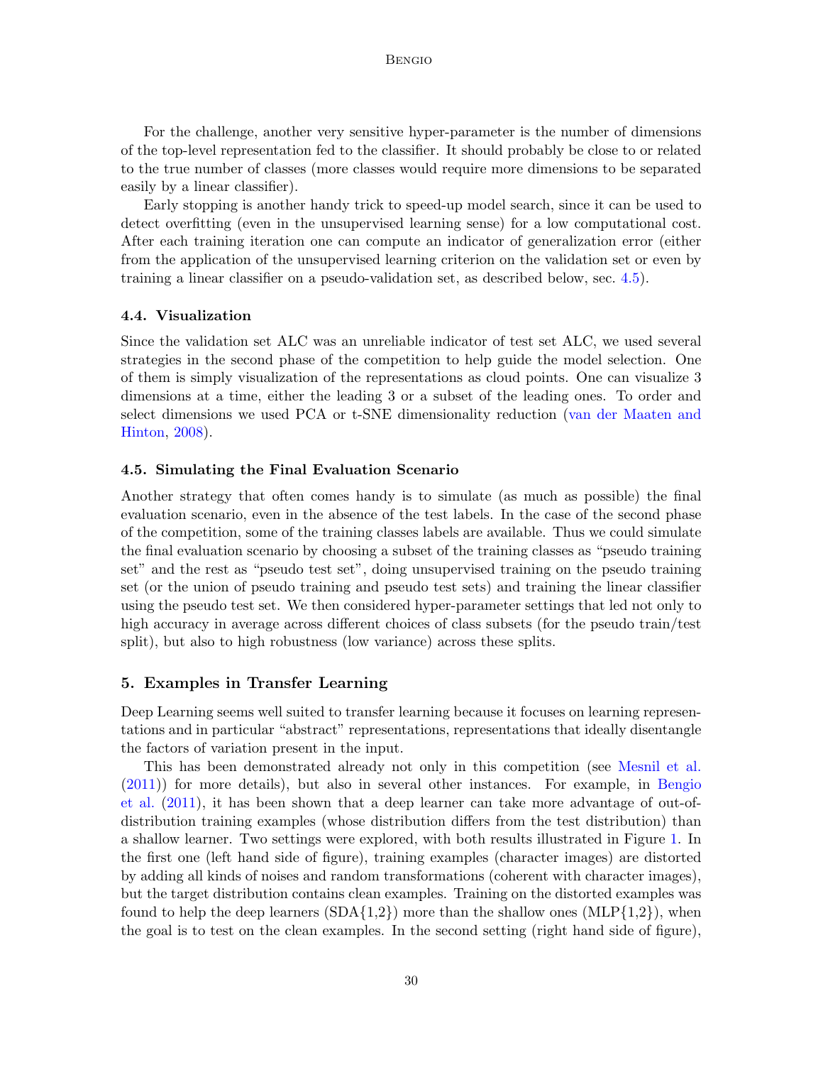For the challenge, another very sensitive hyper-parameter is the number of dimensions of the top-level representation fed to the classifier. It should probably be close to or related to the true number of classes (more classes would require more dimensions to be separated easily by a linear classifier).

Early stopping is another handy trick to speed-up model search, since it can be used to detect overfitting (even in the unsupervised learning sense) for a low computational cost. After each training iteration one can compute an indicator of generalization error (either from the application of the unsupervised learning criterion on the validation set or even by training a linear classifier on a pseudo-validation set, as described below, sec. 4.5).

### 4.4. Visualization

Since the validation set ALC was an unreliable indicator of test set ALC, we used several strategies in the second phase of the competition to help guide the model selection. One of them is simply visualization of the representations as cloud points. One can visualize 3 dimensions at a time, either the leading 3 or a subset of the leading ones. To order and select dimensions we used PCA or t-SNE dimensionality reduction (van der Maaten and Hinton, 2008).

### 4.5. Simulating the Final Evaluation Scenario

Another strategy that often comes handy is to simulate (as much as possible) the final evaluation scenario, even in the absence of the test labels. In the case of the second phase of the competition, some of the training classes labels are available. Thus we could simulate the final evaluation scenario by choosing a subset of the training classes as "pseudo training set" and the rest as "pseudo test set", doing unsupervised training on the pseudo training set (or the union of pseudo training and pseudo test sets) and training the linear classifier using the pseudo test set. We then considered hyper-parameter settings that led not only to high accuracy in average across different choices of class subsets (for the pseudo train/test split), but also to high robustness (low variance) across these splits.

## 5. Examples in Transfer Learning

Deep Learning seems well suited to transfer learning because it focuses on learning representations and in particular "abstract" representations, representations that ideally disentangle the factors of variation present in the input.

This has been demonstrated already not only in this competition (see Mesnil et al. (2011)) for more details), but also in several other instances. For example, in Bengio et al. (2011), it has been shown that a deep learner can take more advantage of out-of-distribution training examples (whose distribution differs from the test distribution) than a shallow learner. Two settings were explored, with both results illustrated in Figure 1. In the first one (left hand side of figure), training examples (character images) are distorted by adding all kinds of noises and random transformations (coherent with character images), but the target distribution contains clean examples. Training on the distorted examples was found to help the deep learners (SDA{1,2}) more than the shallow ones (MLP{1,2}), when the goal is to test on the clean examples. In the second setting (right hand side of figure),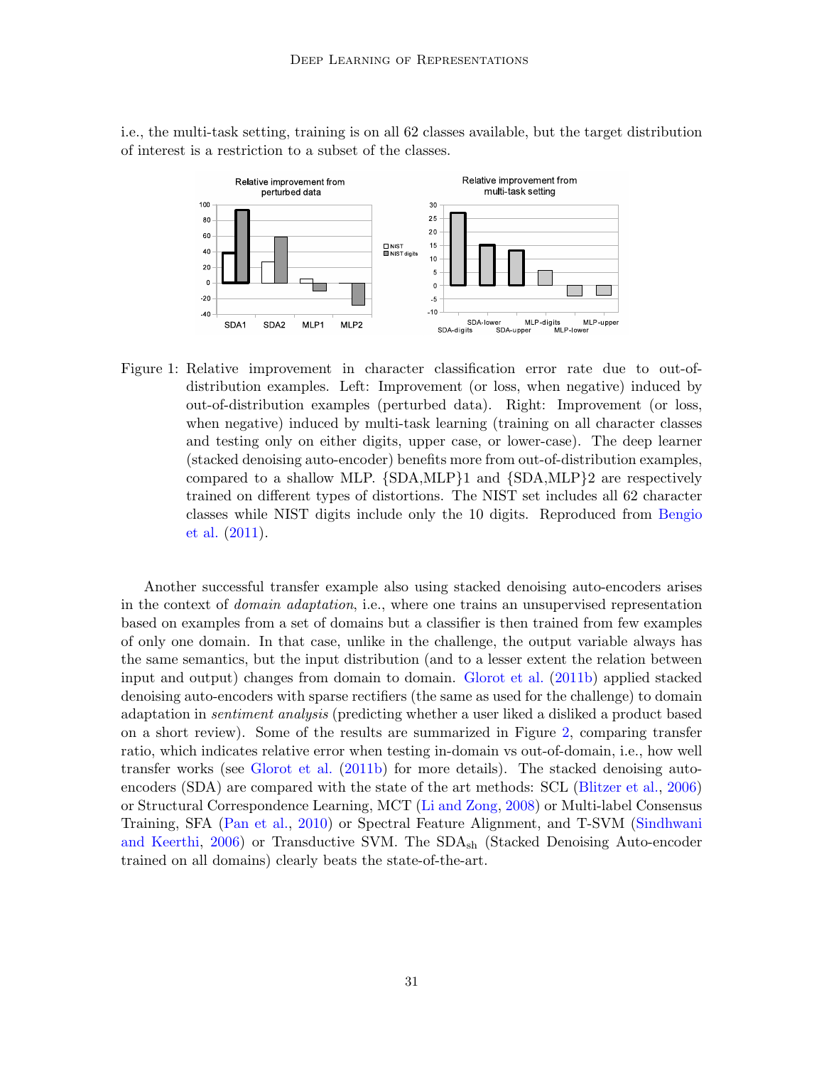i.e., the multi-task setting, training is on all 62 classes available, but the target distribution of interest is a restriction to a subset of the classes.

Figure 1: Relative improvement in character classification error rate due to out-of-distribution examples. Left: Improvement (or loss, when negative) induced by out-of-distribution examples (perturbed data). Right: Improvement (or loss, when negative) induced by multi-task learning (training on all character classes and testing only on either digits, upper case, or lower-case). The deep learner (stacked denoising auto-encoder) benefits more from out-of-distribution examples, compared to a shallow MLP. {SDA,MLP}1 and {SDA,MLP}2 are respectively trained on different types of distortions. The NIST set includes all 62 character classes while NIST digits include only the 10 digits. Reproduced from Bengio et al. (2011).

Another successful transfer example also using stacked denoising auto-encoders arises in the context of *domain adaptation*, i.e., where one trains an unsupervised representation based on examples from a set of domains but a classifier is then trained from few examples of only one domain. In that case, unlike in the challenge, the output variable always has the same semantics, but the input distribution (and to a lesser extent the relation between input and output) changes from domain to domain. Glorot et al. (2011b) applied stacked denoising auto-encoders with sparse rectifiers (the same as used for the challenge) to domain adaptation in *sentiment analysis* (predicting whether a user liked a disliked a product based on a short review). Some of the results are summarized in Figure 2, comparing transfer ratio, which indicates relative error when testing in-domain vs out-of-domain, i.e., how well transfer works (see Glorot et al. (2011b) for more details). The stacked denoising auto-encoders (SDA) are compared with the state of the art methods: SCL (Blitzer et al., 2006) or Structural Correspondence Learning, MCT (Li and Zong, 2008) or Multi-label Consensus Training, SFA (Pan et al., 2010) or Spectral Feature Alignment, and T-SVM (Sindhwani and Keerthi, 2006) or Transductive SVM. The $\text{SDA}_{\text{sh}}$ (Stacked Denoising Auto-encoder trained on all domains) clearly beats the state-of-the-art.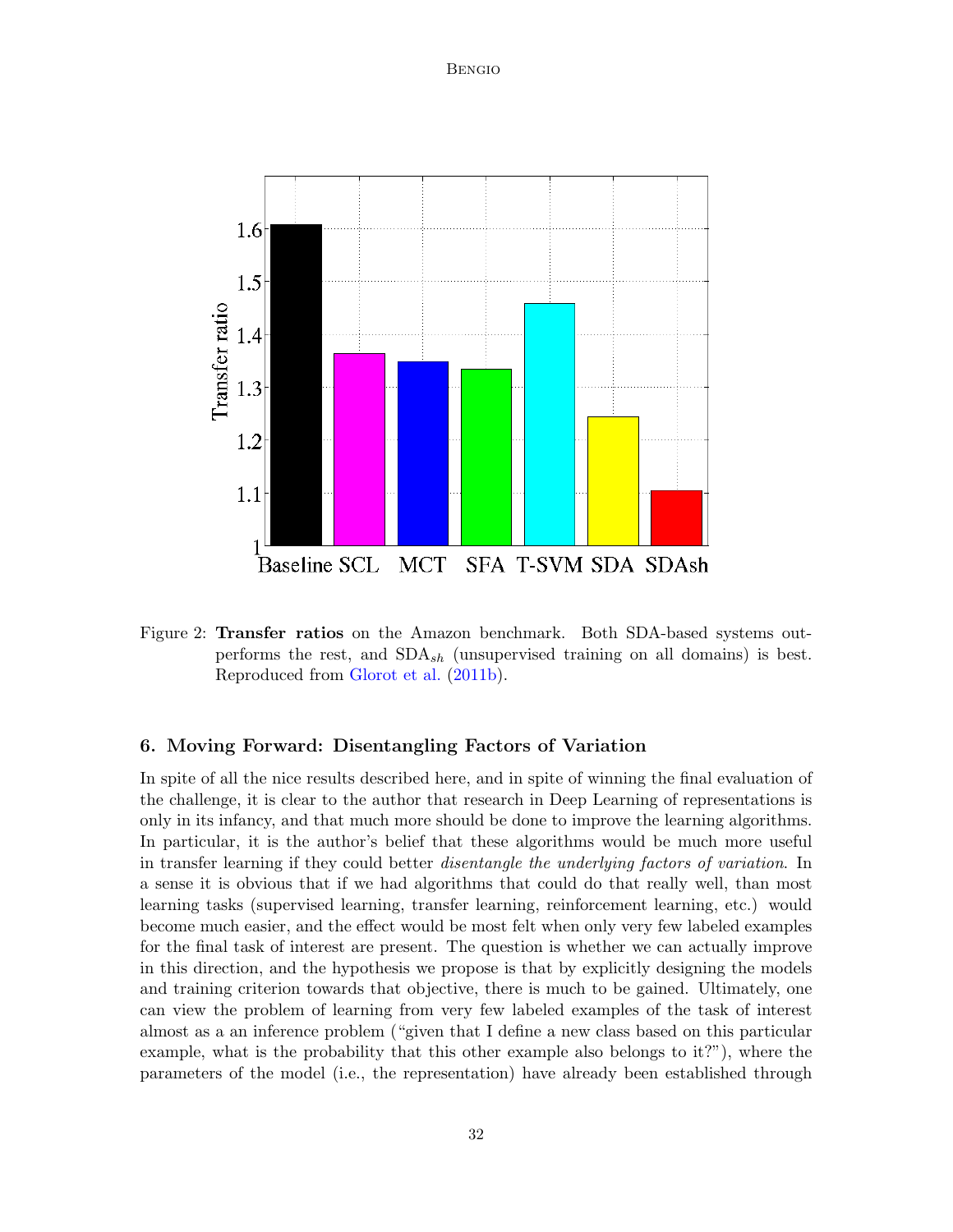Figure 2: **Transfer ratios** on the Amazon benchmark. Both SDA-based systems outperforms the rest, and $SDA_{sh}$ (unsupervised training on all domains) is best. Reproduced from Glorot et al. (2011b).

## 6. Moving Forward: Disentangling Factors of Variation

In spite of all the nice results described here, and in spite of winning the final evaluation of the challenge, it is clear to the author that research in Deep Learning of representations is only in its infancy, and that much more should be done to improve the learning algorithms. In particular, it is the author's belief that these algorithms would be much more useful in transfer learning if they could better *disentangle the underlying factors of variation*. In a sense it is obvious that if we had algorithms that could do that really well, than most learning tasks (supervised learning, transfer learning, reinforcement learning, etc.) would become much easier, and the effect would be most felt when only very few labeled examples for the final task of interest are present. The question is whether we can actually improve in this direction, and the hypothesis we propose is that by explicitly designing the models and training criterion towards that objective, there is much to be gained. Ultimately, one can view the problem of learning from very few labeled examples of the task of interest almost as a an inference problem ("given that I define a new class based on this particular example, what is the probability that this other example also belongs to it?"), where the parameters of the model (i.e., the representation) have already been established through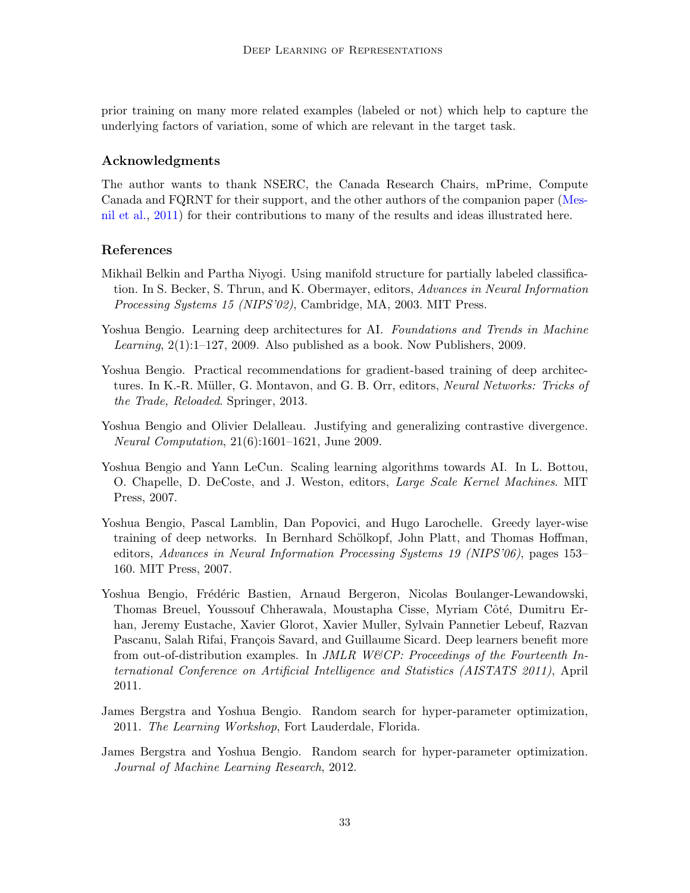prior training on many more related examples (labeled or not) which help to capture the underlying factors of variation, some of which are relevant in the target task.

### Acknowledgments

The author wants to thank NSERC, the Canada Research Chairs, mPrime, Compute Canada and FQRNT for their support, and the other authors of the companion paper (Mesnil et al., 2011) for their contributions to many of the results and ideas illustrated here.

### References

Mikhail Belkin and Partha Niyogi. Using manifold structure for partially labeled classification. In S. Becker, S. Thrun, and K. Obermayer, editors, *Advances in Neural Information Processing Systems 15 (NIPS'02)*, Cambridge, MA, 2003. MIT Press.

Yoshua Bengio. Learning deep architectures for AI. *Foundations and Trends in Machine Learning*, 2(1):1–127, 2009. Also published as a book. Now Publishers, 2009.

Yoshua Bengio. Practical recommendations for gradient-based training of deep architectures. In K.-R. Müller, G. Montavon, and G. B. Orr, editors, *Neural Networks: Tricks of the Trade, Reloaded*. Springer, 2013.

Yoshua Bengio and Olivier Delalleau. Justifying and generalizing contrastive divergence. *Neural Computation*, 21(6):1601–1621, June 2009.

Yoshua Bengio and Yann LeCun. Scaling learning algorithms towards AI. In L. Bottou, O. Chapelle, D. DeCoste, and J. Weston, editors, *Large Scale Kernel Machines*. MIT Press, 2007.

Yoshua Bengio, Pascal Lamblin, Dan Popovici, and Hugo Larochelle. Greedy layer-wise training of deep networks. In Bernhard Schölkopf, John Platt, and Thomas Hoffman, editors, *Advances in Neural Information Processing Systems 19 (NIPS'06)*, pages 153–160. MIT Press, 2007.

Yoshua Bengio, Frédéric Bastien, Arnaud Bergeron, Nicolas Boulanger-Lewandowski, Thomas Breuel, Youssouf Chherawala, Moustapha Cisse, Myriam Côté, Dumitru Erhan, Jeremy Eustache, Xavier Glorot, Xavier Muller, Sylvain Pannetier Lebeuf, Razvan Pascanu, Salah Rifai, François Savard, and Guillaume Sicard. Deep learners benefit more from out-of-distribution examples. In *JMLR W&CP: Proceedings of the Fourteenth International Conference on Artificial Intelligence and Statistics (AISTATS 2011)*, April 2011.

James Bergstra and Yoshua Bengio. Random search for hyper-parameter optimization, 2011. *The Learning Workshop*, Fort Lauderdale, Florida.

James Bergstra and Yoshua Bengio. Random search for hyper-parameter optimization. *Journal of Machine Learning Research*, 2012.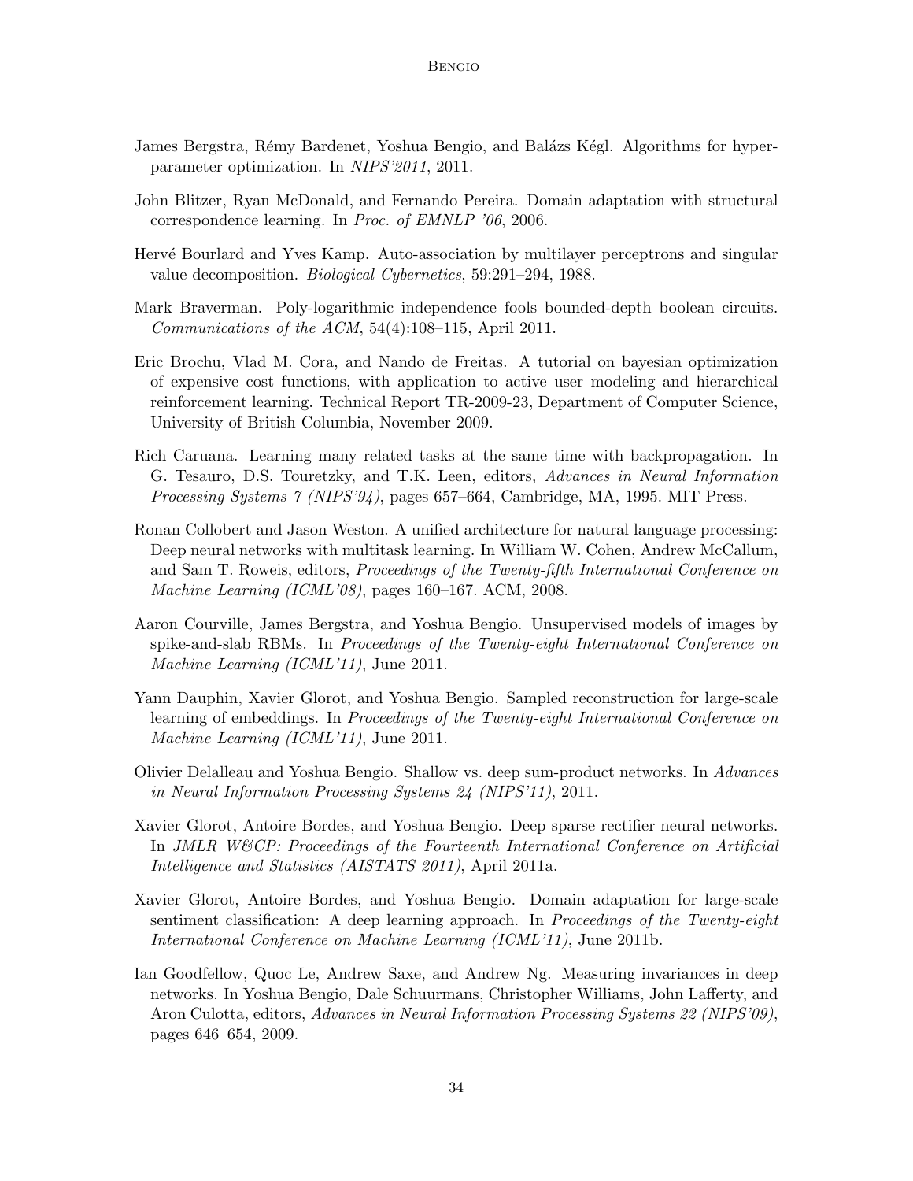James Bergstra, Rémy Bardenet, Yoshua Bengio, and Balázs Kégl. Algorithms for hyper-parameter optimization. In *NIPS'2011*, 2011.

John Blitzer, Ryan McDonald, and Fernando Pereira. Domain adaptation with structural correspondence learning. In *Proc. of EMNLP '06*, 2006.

Hervé Bourlard and Yves Kamp. Auto-association by multilayer perceptrons and singular value decomposition. *Biological Cybernetics*, 59:291–294, 1988.

Mark Braverman. Poly-logarithmic independence fools bounded-depth boolean circuits. *Communications of the ACM*, 54(4):108–115, April 2011.

Eric Brochu, Vlad M. Cora, and Nando de Freitas. A tutorial on bayesian optimization of expensive cost functions, with application to active user modeling and hierarchical reinforcement learning. Technical Report TR-2009-23, Department of Computer Science, University of British Columbia, November 2009.

Rich Caruana. Learning many related tasks at the same time with backpropagation. In G. Tesauro, D.S. Touretzky, and T.K. Leen, editors, *Advances in Neural Information Processing Systems 7 (NIPS'94)*, pages 657–664, Cambridge, MA, 1995. MIT Press.

Ronan Collobert and Jason Weston. A unified architecture for natural language processing: Deep neural networks with multitask learning. In William W. Cohen, Andrew McCallum, and Sam T. Roweis, editors, *Proceedings of the Twenty-fifth International Conference on Machine Learning (ICML'08)*, pages 160–167. ACM, 2008.

Aaron Courville, James Bergstra, and Yoshua Bengio. Unsupervised models of images by spike-and-slab RBMs. In *Proceedings of the Twenty-eight International Conference on Machine Learning (ICML'11)*, June 2011.

Yann Dauphin, Xavier Glorot, and Yoshua Bengio. Sampled reconstruction for large-scale learning of embeddings. In *Proceedings of the Twenty-eight International Conference on Machine Learning (ICML'11)*, June 2011.

Olivier Delalleau and Yoshua Bengio. Shallow vs. deep sum-product networks. In *Advances in Neural Information Processing Systems 24 (NIPS'11)*, 2011.

Xavier Glorot, Antoire Bordes, and Yoshua Bengio. Deep sparse rectifier neural networks. In *JMLR W&CP: Proceedings of the Fourteenth International Conference on Artificial Intelligence and Statistics (AISTATS 2011)*, April 2011a.

Xavier Glorot, Antoire Bordes, and Yoshua Bengio. Domain adaptation for large-scale sentiment classification: A deep learning approach. In *Proceedings of the Twenty-eight International Conference on Machine Learning (ICML'11)*, June 2011b.

Ian Goodfellow, Quoc Le, Andrew Saxe, and Andrew Ng. Measuring invariances in deep networks. In Yoshua Bengio, Dale Schuurmans, Christopher Williams, John Lafferty, and Aron Culotta, editors, *Advances in Neural Information Processing Systems 22 (NIPS'09)*, pages 646–654, 2009.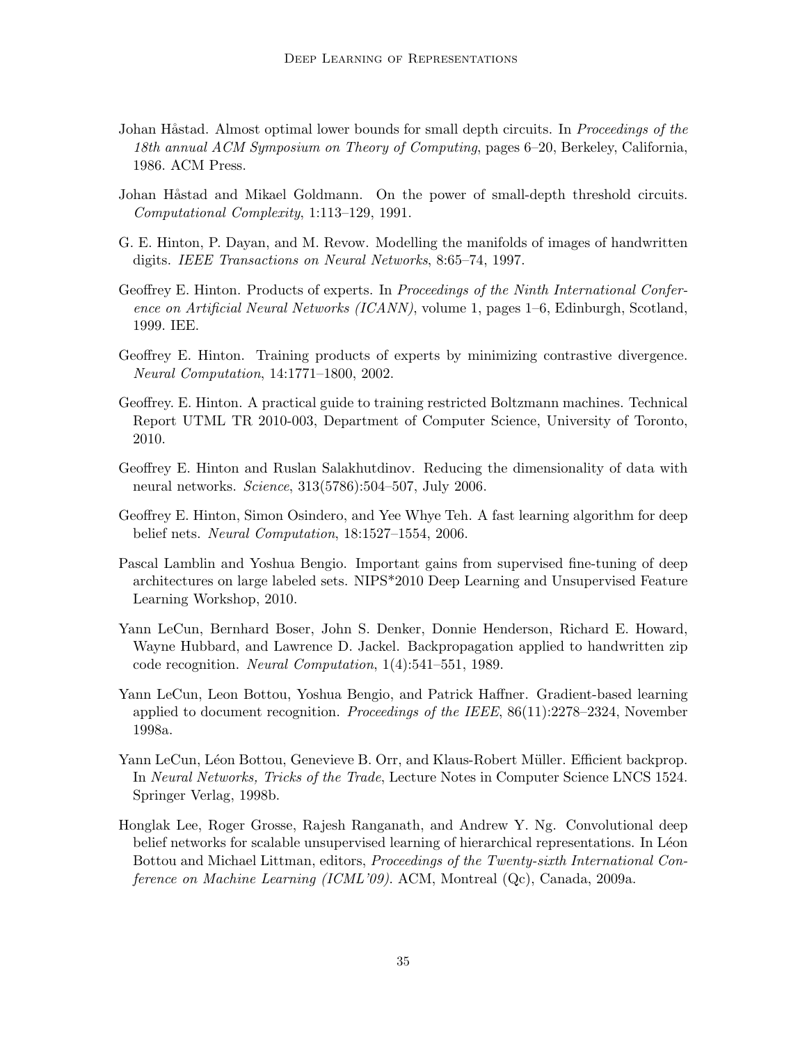Johan Håstad. Almost optimal lower bounds for small depth circuits. In *Proceedings of the 18th annual ACM Symposium on Theory of Computing*, pages 6–20, Berkeley, California, 1986. ACM Press.

Johan Håstad and Mikael Goldmann. On the power of small-depth threshold circuits. *Computational Complexity*, 1:113–129, 1991.

G. E. Hinton, P. Dayan, and M. Revow. Modelling the manifolds of images of handwritten digits. *IEEE Transactions on Neural Networks*, 8:65–74, 1997.

Geoffrey E. Hinton. Products of experts. In *Proceedings of the Ninth International Conference on Artificial Neural Networks (ICANN)*, volume 1, pages 1–6, Edinburgh, Scotland, 1999. IEE.

Geoffrey E. Hinton. Training products of experts by minimizing contrastive divergence. *Neural Computation*, 14:1771–1800, 2002.

Geoffrey. E. Hinton. A practical guide to training restricted Boltzmann machines. Technical Report UTML TR 2010-003, Department of Computer Science, University of Toronto, 2010.

Geoffrey E. Hinton and Ruslan Salakhutdinov. Reducing the dimensionality of data with neural networks. *Science*, 313(5786):504–507, July 2006.

Geoffrey E. Hinton, Simon Osindero, and Yee Whye Teh. A fast learning algorithm for deep belief nets. *Neural Computation*, 18:1527–1554, 2006.

Pascal Lamblin and Yoshua Bengio. Important gains from supervised fine-tuning of deep architectures on large labeled sets. NIPS*2010 Deep Learning and Unsupervised Feature Learning Workshop, 2010.

Yann LeCun, Bernhard Boser, John S. Denker, Donnie Henderson, Richard E. Howard, Wayne Hubbard, and Lawrence D. Jackel. Backpropagation applied to handwritten zip code recognition. *Neural Computation*, 1(4):541–551, 1989.

Yann LeCun, Leon Bottou, Yoshua Bengio, and Patrick Haffner. Gradient-based learning applied to document recognition. *Proceedings of the IEEE*, 86(11):2278–2324, November 1998a.

Yann LeCun, Léon Bottou, Genevieve B. Orr, and Klaus-Robert Müller. Efficient backprop. In *Neural Networks, Tricks of the Trade*, Lecture Notes in Computer Science LNCS 1524. Springer Verlag, 1998b.

Honglak Lee, Roger Grosse, Rajesh Ranganath, and Andrew Y. Ng. Convolutional deep belief networks for scalable unsupervised learning of hierarchical representations. In Léon Bottou and Michael Littman, editors, *Proceedings of the Twenty-sixth International Conference on Machine Learning (ICML'09)*. ACM, Montreal (Qc), Canada, 2009a.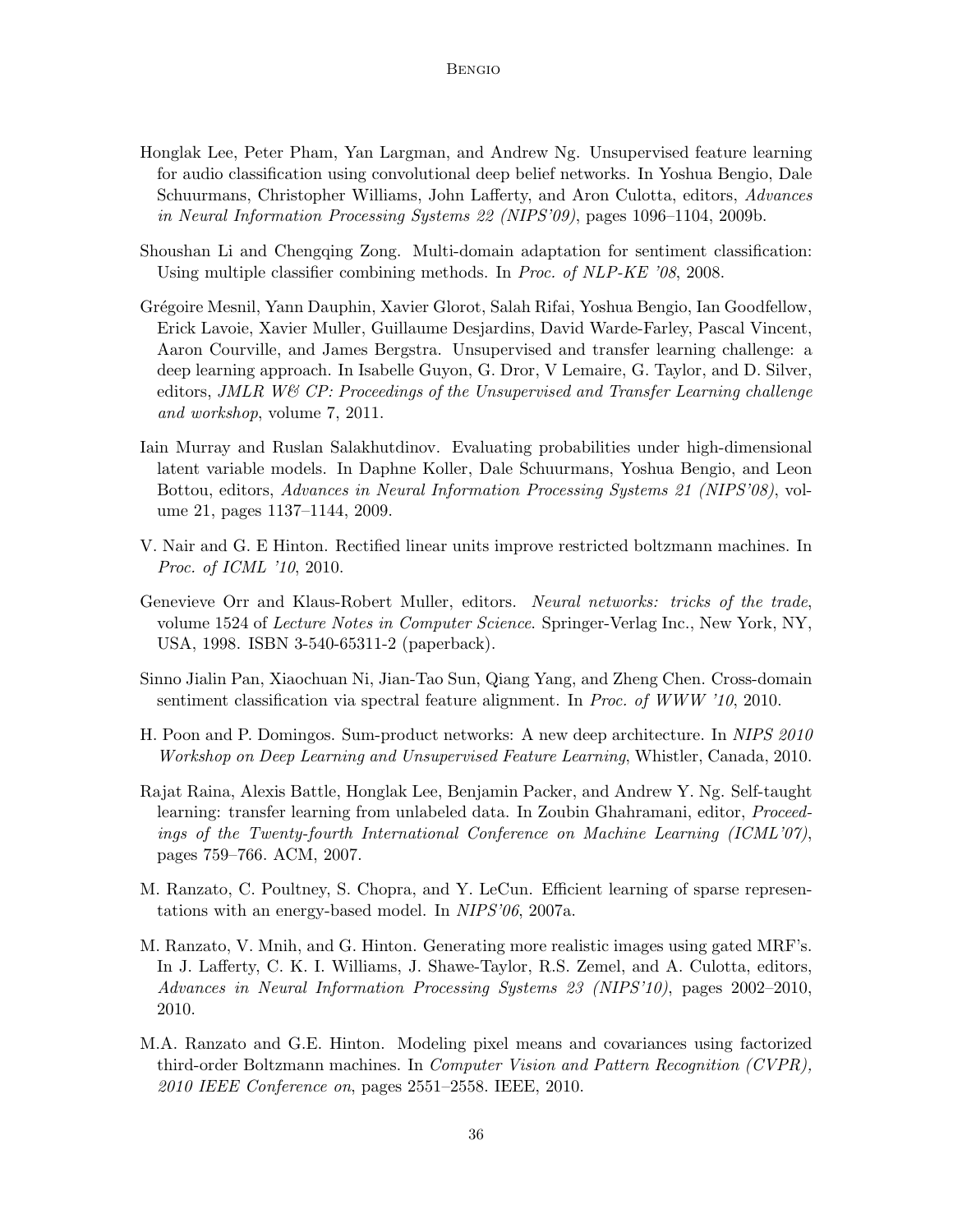Honglak Lee, Peter Pham, Yan Largman, and Andrew Ng. Unsupervised feature learning for audio classification using convolutional deep belief networks. In Yoshua Bengio, Dale Schuurmans, Christopher Williams, John Lafferty, and Aron Culotta, editors, *Advances in Neural Information Processing Systems 22 (NIPS'09)*, pages 1096–1104, 2009b.

Shoushan Li and Chengqing Zong. Multi-domain adaptation for sentiment classification: Using multiple classifier combining methods. In *Proc. of NLP-KE '08*, 2008.

Grégoire Mesnil, Yann Dauphin, Xavier Glorot, Salah Rifai, Yoshua Bengio, Ian Goodfellow, Erick Lavoie, Xavier Muller, Guillaume Desjardins, David Warde-Farley, Pascal Vincent, Aaron Courville, and James Bergstra. Unsupervised and transfer learning challenge: a deep learning approach. In Isabelle Guyon, G. Dror, V Lemaire, G. Taylor, and D. Silver, editors, *JMLR W& CP: Proceedings of the Unsupervised and Transfer Learning challenge and workshop*, volume 7, 2011.

Iain Murray and Ruslan Salakhutdinov. Evaluating probabilities under high-dimensional latent variable models. In Daphne Koller, Dale Schuurmans, Yoshua Bengio, and Leon Bottou, editors, *Advances in Neural Information Processing Systems 21 (NIPS'08)*, volume 21, pages 1137–1144, 2009.

V. Nair and G. E Hinton. Rectified linear units improve restricted boltzmann machines. In *Proc. of ICML '10*, 2010.

Genevieve Orr and Klaus-Robert Muller, editors. *Neural networks: tricks of the trade*, volume 1524 of *Lecture Notes in Computer Science*. Springer-Verlag Inc., New York, NY, USA, 1998. ISBN 3-540-65311-2 (paperback).

Sinno Jialin Pan, Xiaochuan Ni, Jian-Tao Sun, Qiang Yang, and Zheng Chen. Cross-domain sentiment classification via spectral feature alignment. In *Proc. of WWW '10*, 2010.

H. Poon and P. Domingos. Sum-product networks: A new deep architecture. In *NIPS 2010 Workshop on Deep Learning and Unsupervised Feature Learning*, Whistler, Canada, 2010.

Rajat Raina, Alexis Battle, Honglak Lee, Benjamin Packer, and Andrew Y. Ng. Self-taught learning: transfer learning from unlabeled data. In Zoubin Ghahramani, editor, *Proceedings of the Twenty-fourth International Conference on Machine Learning (ICML'07)*, pages 759–766. ACM, 2007.

M. Ranzato, C. Poultney, S. Chopra, and Y. LeCun. Efficient learning of sparse representations with an energy-based model. In *NIPS'06*, 2007a.

M. Ranzato, V. Mnih, and G. Hinton. Generating more realistic images using gated MRF's. In J. Lafferty, C. K. I. Williams, J. Shawe-Taylor, R.S. Zemel, and A. Culotta, editors, *Advances in Neural Information Processing Systems 23 (NIPS'10)*, pages 2002–2010, 2010.

M.A. Ranzato and G.E. Hinton. Modeling pixel means and covariances using factorized third-order Boltzmann machines. In *Computer Vision and Pattern Recognition (CVPR), 2010 IEEE Conference on*, pages 2551–2558. IEEE, 2010.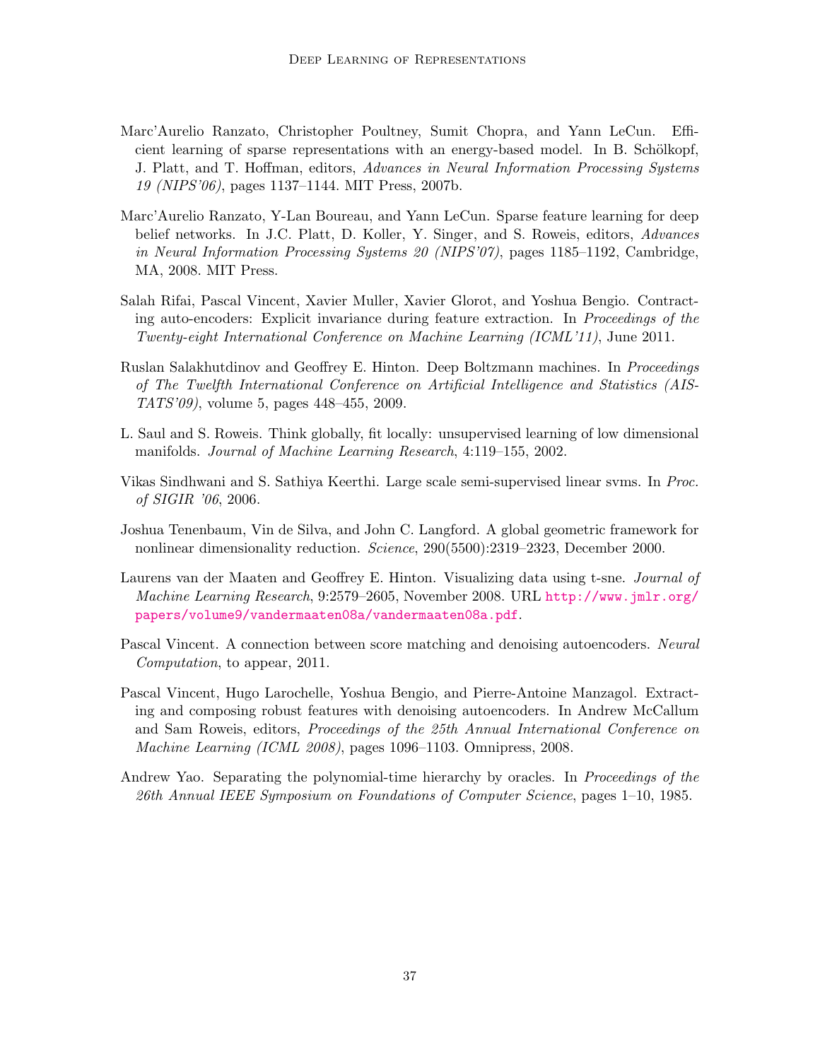Marc'Aurelio Ranzato, Christopher Poultney, Sumit Chopra, and Yann LeCun. Efficient learning of sparse representations with an energy-based model. In B. Schölkopf, J. Platt, and T. Hoffman, editors, *Advances in Neural Information Processing Systems 19 (NIPS'06)*, pages 1137–1144. MIT Press, 2007b.

Marc'Aurelio Ranzato, Y-Lan Boureau, and Yann LeCun. Sparse feature learning for deep belief networks. In J.C. Platt, D. Koller, Y. Singer, and S. Roweis, editors, *Advances in Neural Information Processing Systems 20 (NIPS'07)*, pages 1185–1192, Cambridge, MA, 2008. MIT Press.

Salah Rifai, Pascal Vincent, Xavier Muller, Xavier Glorot, and Yoshua Bengio. Contracting auto-encoders: Explicit invariance during feature extraction. In *Proceedings of the Twenty-eight International Conference on Machine Learning (ICML'11)*, June 2011.

Ruslan Salakhutdinov and Geoffrey E. Hinton. Deep Boltzmann machines. In *Proceedings of The Twelfth International Conference on Artificial Intelligence and Statistics (AISTATS'09)*, volume 5, pages 448–455, 2009.

L. Saul and S. Roweis. Think globally, fit locally: unsupervised learning of low dimensional manifolds. *Journal of Machine Learning Research*, 4:119–155, 2002.

Vikas Sindhwani and S. Sathiya Keerthi. Large scale semi-supervised linear svms. In *Proc. of SIGIR '06*, 2006.

Joshua Tenenbaum, Vin de Silva, and John C. Langford. A global geometric framework for nonlinear dimensionality reduction. *Science*, 290(5500):2319–2323, December 2000.

Laurens van der Maaten and Geoffrey E. Hinton. Visualizing data using t-sne. *Journal of Machine Learning Research*, 9:2579–2605, November 2008. URL http://www.jmlr.org/papers/volume9/vandermaaten08a/vandermaaten08a.pdf.

Pascal Vincent. A connection between score matching and denoising autoencoders. *Neural Computation*, to appear, 2011.

Pascal Vincent, Hugo Larochelle, Yoshua Bengio, and Pierre-Antoine Manzagol. Extracting and composing robust features with denoising autoencoders. In Andrew McCallum and Sam Roweis, editors, *Proceedings of the 25th Annual International Conference on Machine Learning (ICML 2008)*, pages 1096–1103. Omnipress, 2008.

Andrew Yao. Separating the polynomial-time hierarchy by oracles. In *Proceedings of the 26th Annual IEEE Symposium on Foundations of Computer Science*, pages 1–10, 1985.